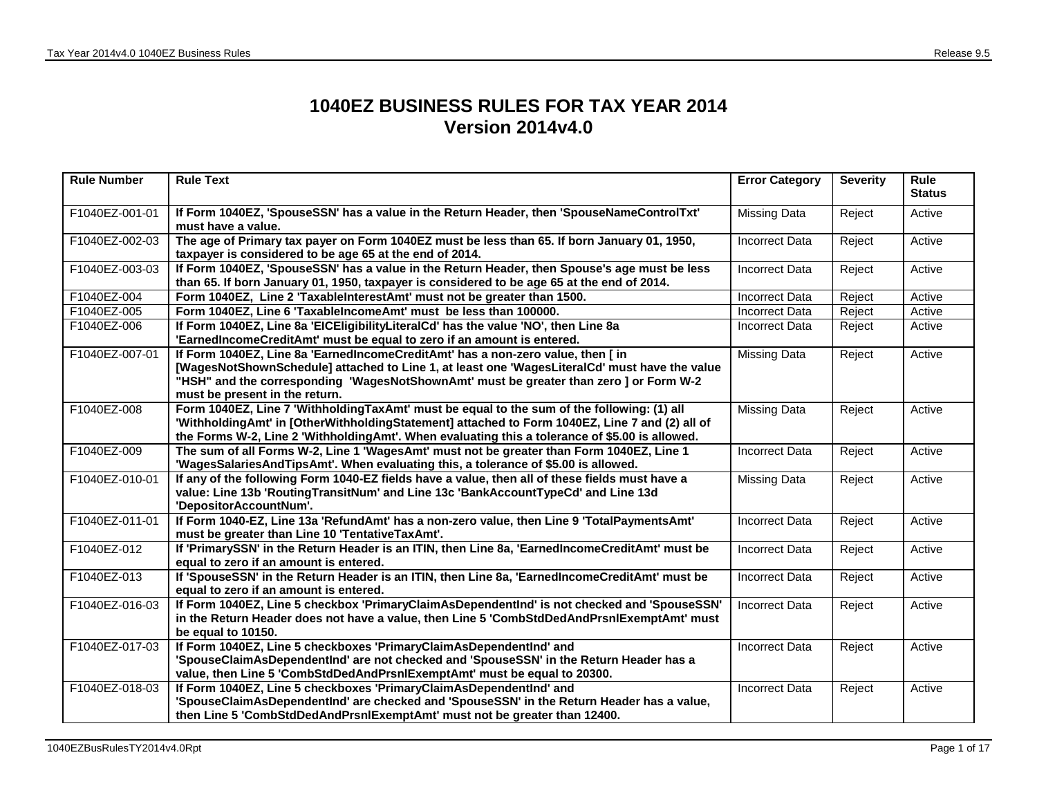# 1040EZ BUSINESS RULES FOR TAX YEAR 2014
## Version 2014v4.0

| Rule Number | Rule Text | Error Category | Severity | Rule Status |
|---|---|---|---|---|
| F1040EZ-001-01 | **If Form 1040EZ, 'SpouseSSN' has a value in the Return Header, then 'SpouseNameControlTxt' must have a value.** | Missing Data | Reject | Active |
| F1040EZ-002-03 | **The age of Primary tax payer on Form 1040EZ must be less than 65. If born January 01, 1950, taxpayer is considered to be age 65 at the end of 2014.** | Incorrect Data | Reject | Active |
| F1040EZ-003-03 | **If Form 1040EZ, 'SpouseSSN' has a value in the Return Header, then Spouse's age must be less than 65. If born January 01, 1950, taxpayer is considered to be age 65 at the end of 2014.** | Incorrect Data | Reject | Active |
| F1040EZ-004 | **Form 1040EZ, Line 2 'TaxableInterestAmt' must not be greater than 1500.** | Incorrect Data | Reject | Active |
| F1040EZ-005 | **Form 1040EZ, Line 6 'TaxableIncomeAmt' must be less than 100000.** | Incorrect Data | Reject | Active |
| F1040EZ-006 | **If Form 1040EZ, Line 8a 'EICEligibilityLiteralCd' has the value 'NO', then Line 8a 'EarnedIncomeCreditAmt' must be equal to zero if an amount is entered.** | Incorrect Data | Reject | Active |
| F1040EZ-007-01 | **If Form 1040EZ, Line 8a 'EarnedIncomeCreditAmt' has a non-zero value, then [ in [WagesNotShownSchedule] attached to Line 1, at least one 'WagesLiteralCd' must have the value "HSH" and the corresponding 'WagesNotShownAmt' must be greater than zero ] or Form W-2 must be present in the return.** | Missing Data | Reject | Active |
| F1040EZ-008 | **Form 1040EZ, Line 7 'WithholdingTaxAmt' must be equal to the sum of the following: (1) all 'WithholdingAmt' in [OtherWithholdingStatement] attached to Form 1040EZ, Line 7 and (2) all of the Forms W-2, Line 2 'WithholdingAmt'. When evaluating this a tolerance of $5.00 is allowed.** | Missing Data | Reject | Active |
| F1040EZ-009 | **The sum of all Forms W-2, Line 1 'WagesAmt' must not be greater than Form 1040EZ, Line 1 'WagesSalariesAndTipsAmt'. When evaluating this, a tolerance of $5.00 is allowed.** | Incorrect Data | Reject | Active |
| F1040EZ-010-01 | **If any of the following Form 1040-EZ fields have a value, then all of these fields must have a value: Line 13b 'RoutingTransitNum' and Line 13c 'BankAccountTypeCd' and Line 13d 'DepositorAccountNum'.** | Missing Data | Reject | Active |
| F1040EZ-011-01 | **If Form 1040-EZ, Line 13a 'RefundAmt' has a non-zero value, then Line 9 'TotalPaymentsAmt' must be greater than Line 10 'TentativeTaxAmt'.** | Incorrect Data | Reject | Active |
| F1040EZ-012 | **If 'PrimarySSN' in the Return Header is an ITIN, then Line 8a, 'EarnedIncomeCreditAmt' must be equal to zero if an amount is entered.** | Incorrect Data | Reject | Active |
| F1040EZ-013 | **If 'SpouseSSN' in the Return Header is an ITIN, then Line 8a, 'EarnedIncomeCreditAmt' must be equal to zero if an amount is entered.** | Incorrect Data | Reject | Active |
| F1040EZ-016-03 | **If Form 1040EZ, Line 5 checkbox 'PrimaryClaimAsDependentInd' is not checked and 'SpouseSSN' in the Return Header does not have a value, then Line 5 'CombStdDedAndPrsnlExemptAmt' must be equal to 10150.** | Incorrect Data | Reject | Active |
| F1040EZ-017-03 | **If Form 1040EZ, Line 5 checkboxes 'PrimaryClaimAsDependentInd' and 'SpouseClaimAsDependentInd' are not checked and 'SpouseSSN' in the Return Header has a value, then Line 5 'CombStdDedAndPrsnlExemptAmt' must be equal to 20300.** | Incorrect Data | Reject | Active |
| F1040EZ-018-03 | **If Form 1040EZ, Line 5 checkboxes 'PrimaryClaimAsDependentInd' and 'SpouseClaimAsDependentInd' are checked and 'SpouseSSN' in the Return Header has a value, then Line 5 'CombStdDedAndPrsnlExemptAmt' must not be greater than 12400.** | Incorrect Data | Reject | Active |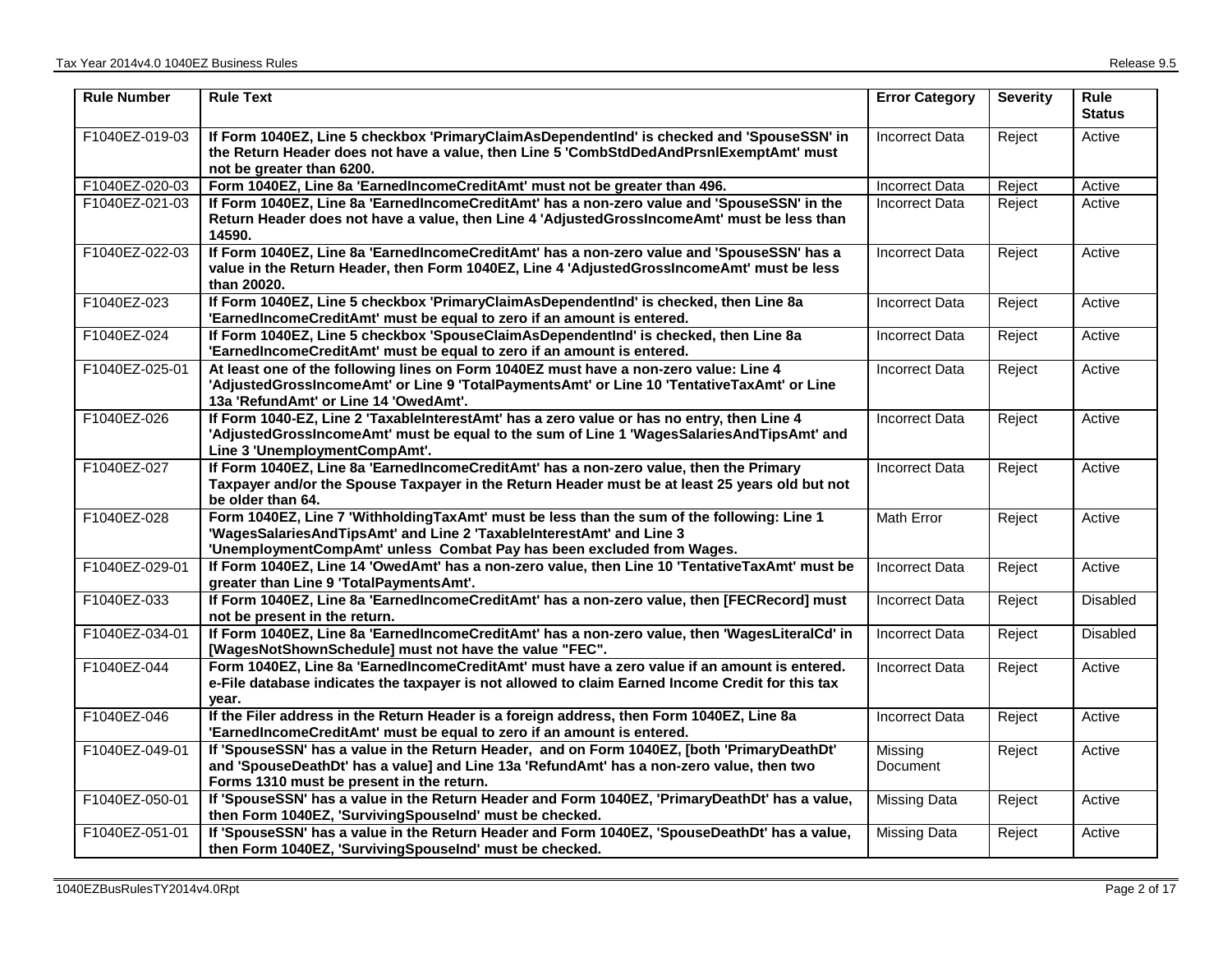| Rule Number | Rule Text | Error Category | Severity | Rule Status |
|---|---|---|---|---|
| F1040EZ-019-03 | **If Form 1040EZ, Line 5 checkbox 'PrimaryClaimAsDependentInd' is checked and 'SpouseSSN' in the Return Header does not have a value, then Line 5 'CombStdDedAndPrsnlExemptAmt' must not be greater than 6200.** | Incorrect Data | Reject | Active |
| F1040EZ-020-03 | **Form 1040EZ, Line 8a 'EarnedIncomeCreditAmt' must not be greater than 496.** | Incorrect Data | Reject | Active |
| F1040EZ-021-03 | **If Form 1040EZ, Line 8a 'EarnedIncomeCreditAmt' has a non-zero value and 'SpouseSSN' in the Return Header does not have a value, then Line 4 'AdjustedGrossIncomeAmt' must be less than 14590.** | Incorrect Data | Reject | Active |
| F1040EZ-022-03 | **If Form 1040EZ, Line 8a 'EarnedIncomeCreditAmt' has a non-zero value and 'SpouseSSN' has a value in the Return Header, then Form 1040EZ, Line 4 'AdjustedGrossIncomeAmt' must be less than 20020.** | Incorrect Data | Reject | Active |
| F1040EZ-023 | **If Form 1040EZ, Line 5 checkbox 'PrimaryClaimAsDependentInd' is checked, then Line 8a 'EarnedIncomeCreditAmt' must be equal to zero if an amount is entered.** | Incorrect Data | Reject | Active |
| F1040EZ-024 | **If Form 1040EZ, Line 5 checkbox 'SpouseClaimAsDependentInd' is checked, then Line 8a 'EarnedIncomeCreditAmt' must be equal to zero if an amount is entered.** | Incorrect Data | Reject | Active |
| F1040EZ-025-01 | **At least one of the following lines on Form 1040EZ must have a non-zero value: Line 4 'AdjustedGrossIncomeAmt' or Line 9 'TotalPaymentsAmt' or Line 10 'TentativeTaxAmt' or Line 13a 'RefundAmt' or Line 14 'OwedAmt'.** | Incorrect Data | Reject | Active |
| F1040EZ-026 | **If Form 1040-EZ, Line 2 'TaxableInterestAmt' has a zero value or has no entry, then Line 4 'AdjustedGrossIncomeAmt' must be equal to the sum of Line 1 'WagesSalariesAndTipsAmt' and Line 3 'UnemploymentCompAmt'.** | Incorrect Data | Reject | Active |
| F1040EZ-027 | **If Form 1040EZ, Line 8a 'EarnedIncomeCreditAmt' has a non-zero value, then the Primary Taxpayer and/or the Spouse Taxpayer in the Return Header must be at least 25 years old but not be older than 64.** | Incorrect Data | Reject | Active |
| F1040EZ-028 | **Form 1040EZ, Line 7 'WithholdingTaxAmt' must be less than the sum of the following: Line 1 'WagesSalariesAndTipsAmt' and Line 2 'TaxableInterestAmt' and Line 3 'UnemploymentCompAmt' unless Combat Pay has been excluded from Wages.** | Math Error | Reject | Active |
| F1040EZ-029-01 | **If Form 1040EZ, Line 14 'OwedAmt' has a non-zero value, then Line 10 'TentativeTaxAmt' must be greater than Line 9 'TotalPaymentsAmt'.** | Incorrect Data | Reject | Active |
| F1040EZ-033 | **If Form 1040EZ, Line 8a 'EarnedIncomeCreditAmt' has a non-zero value, then [FECRecord] must not be present in the return.** | Incorrect Data | Reject | Disabled |
| F1040EZ-034-01 | **If Form 1040EZ, Line 8a 'EarnedIncomeCreditAmt' has a non-zero value, then 'WagesLiteralCd' in [WagesNotShownSchedule] must not have the value "FEC".** | Incorrect Data | Reject | Disabled |
| F1040EZ-044 | **Form 1040EZ, Line 8a 'EarnedIncomeCreditAmt' must have a zero value if an amount is entered. e-File database indicates the taxpayer is not allowed to claim Earned Income Credit for this tax year.** | Incorrect Data | Reject | Active |
| F1040EZ-046 | **If the Filer address in the Return Header is a foreign address, then Form 1040EZ, Line 8a 'EarnedIncomeCreditAmt' must be equal to zero if an amount is entered.** | Incorrect Data | Reject | Active |
| F1040EZ-049-01 | **If 'SpouseSSN' has a value in the Return Header, and on Form 1040EZ, [both 'PrimaryDeathDt' and 'SpouseDeathDt' has a value] and Line 13a 'RefundAmt' has a non-zero value, then two Forms 1310 must be present in the return.** | Missing Document | Reject | Active |
| F1040EZ-050-01 | **If 'SpouseSSN' has a value in the Return Header and Form 1040EZ, 'PrimaryDeathDt' has a value, then Form 1040EZ, 'SurvivingSpouseInd' must be checked.** | Missing Data | Reject | Active |
| F1040EZ-051-01 | **If 'SpouseSSN' has a value in the Return Header and Form 1040EZ, 'SpouseDeathDt' has a value, then Form 1040EZ, 'SurvivingSpouseInd' must be checked.** | Missing Data | Reject | Active |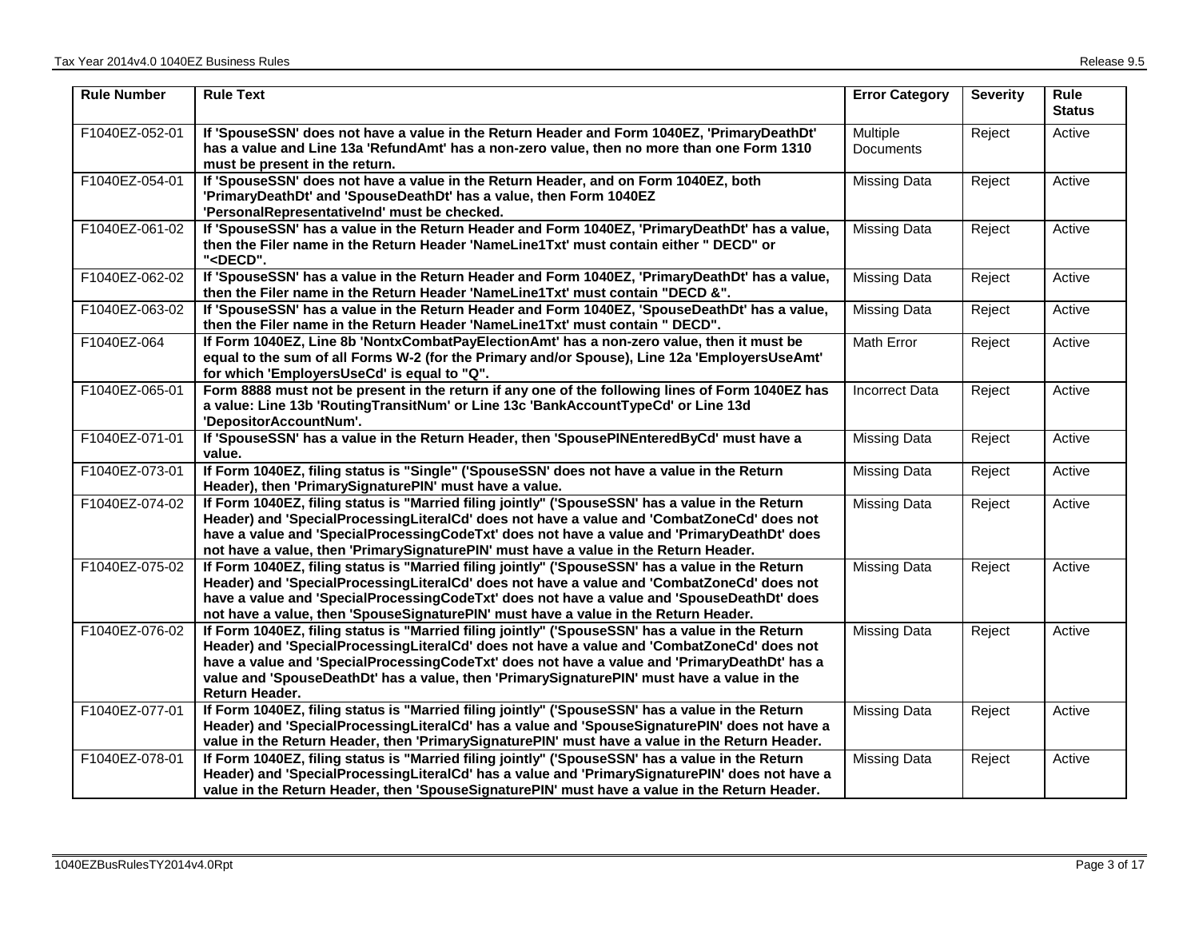| Rule Number | Rule Text | Error Category | Severity | Rule Status |
|---|---|---|---|---|
| F1040EZ-052-01 | **If 'SpouseSSN' does not have a value in the Return Header and Form 1040EZ, 'PrimaryDeathDt' has a value and Line 13a 'RefundAmt' has a non-zero value, then no more than one Form 1310 must be present in the return.** | Multiple Documents | Reject | Active |
| F1040EZ-054-01 | **If 'SpouseSSN' does not have a value in the Return Header, and on Form 1040EZ, both 'PrimaryDeathDt' and 'SpouseDeathDt' has a value, then Form 1040EZ 'PersonalRepresentativeInd' must be checked.** | Missing Data | Reject | Active |
| F1040EZ-061-02 | **If 'SpouseSSN' has a value in the Return Header and Form 1040EZ, 'PrimaryDeathDt' has a value, then the Filer name in the Return Header 'NameLine1Txt' must contain either " DECD" or "<DECD".** | Missing Data | Reject | Active |
| F1040EZ-062-02 | **If 'SpouseSSN' has a value in the Return Header and Form 1040EZ, 'PrimaryDeathDt' has a value, then the Filer name in the Return Header 'NameLine1Txt' must contain "DECD &".** | Missing Data | Reject | Active |
| F1040EZ-063-02 | **If 'SpouseSSN' has a value in the Return Header and Form 1040EZ, 'SpouseDeathDt' has a value, then the Filer name in the Return Header 'NameLine1Txt' must contain " DECD".** | Missing Data | Reject | Active |
| F1040EZ-064 | **If Form 1040EZ, Line 8b 'NontxCombatPayElectionAmt' has a non-zero value, then it must be equal to the sum of all Forms W-2 (for the Primary and/or Spouse), Line 12a 'EmployersUseAmt' for which 'EmployersUseCd' is equal to "Q".** | Math Error | Reject | Active |
| F1040EZ-065-01 | **Form 8888 must not be present in the return if any one of the following lines of Form 1040EZ has a value: Line 13b 'RoutingTransitNum' or Line 13c 'BankAccountTypeCd' or Line 13d 'DepositorAccountNum'.** | Incorrect Data | Reject | Active |
| F1040EZ-071-01 | **If 'SpouseSSN' has a value in the Return Header, then 'SpousePINEnteredByCd' must have a value.** | Missing Data | Reject | Active |
| F1040EZ-073-01 | **If Form 1040EZ, filing status is "Single" ('SpouseSSN' does not have a value in the Return Header), then 'PrimarySignaturePIN' must have a value.** | Missing Data | Reject | Active |
| F1040EZ-074-02 | **If Form 1040EZ, filing status is "Married filing jointly" ('SpouseSSN' has a value in the Return Header) and 'SpecialProcessingLiteralCd' does not have a value and 'CombatZoneCd' does not have a value and 'SpecialProcessingCodeTxt' does not have a value and 'PrimaryDeathDt' does not have a value, then 'PrimarySignaturePIN' must have a value in the Return Header.** | Missing Data | Reject | Active |
| F1040EZ-075-02 | **If Form 1040EZ, filing status is "Married filing jointly" ('SpouseSSN' has a value in the Return Header) and 'SpecialProcessingLiteralCd' does not have a value and 'CombatZoneCd' does not have a value and 'SpecialProcessingCodeTxt' does not have a value and 'SpouseDeathDt' does not have a value, then 'SpouseSignaturePIN' must have a value in the Return Header.** | Missing Data | Reject | Active |
| F1040EZ-076-02 | **If Form 1040EZ, filing status is "Married filing jointly" ('SpouseSSN' has a value in the Return Header) and 'SpecialProcessingLiteralCd' does not have a value and 'CombatZoneCd' does not have a value and 'SpecialProcessingCodeTxt' does not have a value and 'PrimaryDeathDt' has a value and 'SpouseDeathDt' has a value, then 'PrimarySignaturePIN' must have a value in the Return Header.** | Missing Data | Reject | Active |
| F1040EZ-077-01 | **If Form 1040EZ, filing status is "Married filing jointly" ('SpouseSSN' has a value in the Return Header) and 'SpecialProcessingLiteralCd' has a value and 'SpouseSignaturePIN' does not have a value in the Return Header, then 'PrimarySignaturePIN' must have a value in the Return Header.** | Missing Data | Reject | Active |
| F1040EZ-078-01 | **If Form 1040EZ, filing status is "Married filing jointly" ('SpouseSSN' has a value in the Return Header) and 'SpecialProcessingLiteralCd' has a value and 'PrimarySignaturePIN' does not have a value in the Return Header, then 'SpouseSignaturePIN' must have a value in the Return Header.** | Missing Data | Reject | Active |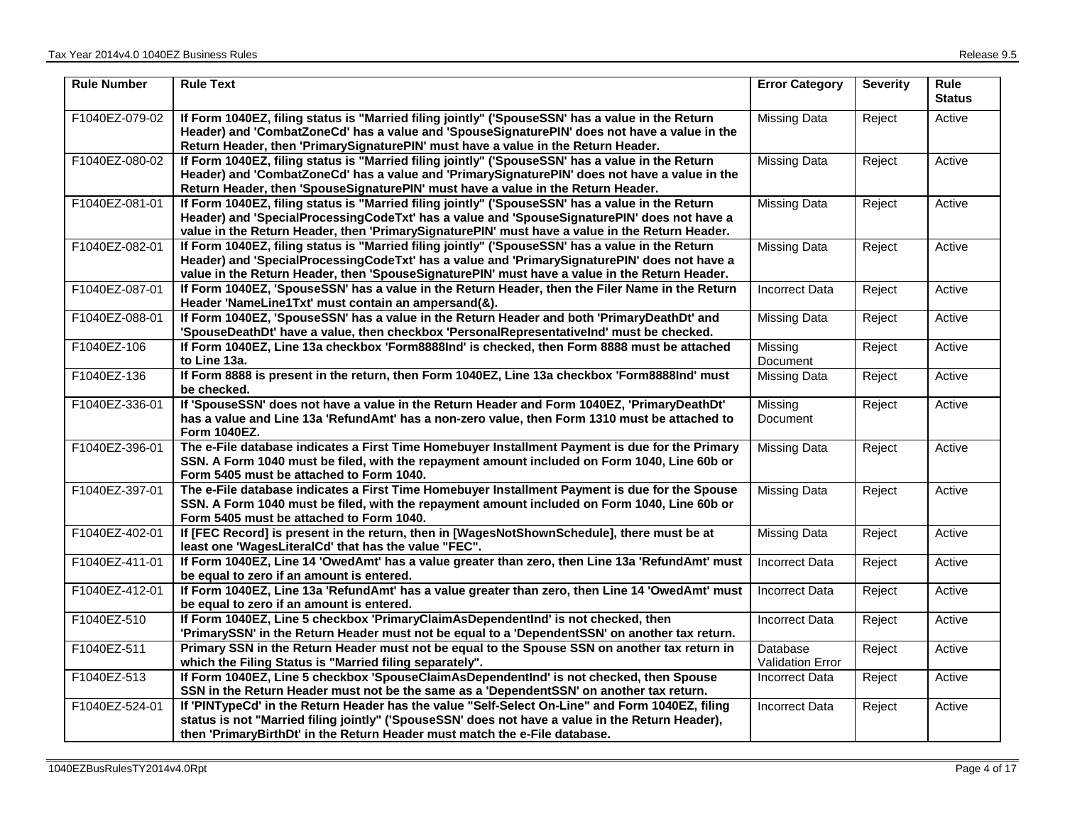| Rule Number | Rule Text | Error Category | Severity | Rule Status |
|---|---|---|---|---|
| F1040EZ-079-02 | **If Form 1040EZ, filing status is "Married filing jointly" ('SpouseSSN' has a value in the Return Header) and 'CombatZoneCd' has a value and 'SpouseSignaturePIN' does not have a value in the Return Header, then 'PrimarySignaturePIN' must have a value in the Return Header.** | Missing Data | Reject | Active |
| F1040EZ-080-02 | **If Form 1040EZ, filing status is "Married filing jointly" ('SpouseSSN' has a value in the Return Header) and 'CombatZoneCd' has a value and 'PrimarySignaturePIN' does not have a value in the Return Header, then 'SpouseSignaturePIN' must have a value in the Return Header.** | Missing Data | Reject | Active |
| F1040EZ-081-01 | **If Form 1040EZ, filing status is "Married filing jointly" ('SpouseSSN' has a value in the Return Header) and 'SpecialProcessingCodeTxt' has a value and 'SpouseSignaturePIN' does not have a value in the Return Header, then 'PrimarySignaturePIN' must have a value in the Return Header.** | Missing Data | Reject | Active |
| F1040EZ-082-01 | **If Form 1040EZ, filing status is "Married filing jointly" ('SpouseSSN' has a value in the Return Header) and 'SpecialProcessingCodeTxt' has a value and 'PrimarySignaturePIN' does not have a value in the Return Header, then 'SpouseSignaturePIN' must have a value in the Return Header.** | Missing Data | Reject | Active |
| F1040EZ-087-01 | **If Form 1040EZ, 'SpouseSSN' has a value in the Return Header, then the Filer Name in the Return Header 'NameLine1Txt' must contain an ampersand(&).** | Incorrect Data | Reject | Active |
| F1040EZ-088-01 | **If Form 1040EZ, 'SpouseSSN' has a value in the Return Header and both 'PrimaryDeathDt' and 'SpouseDeathDt' have a value, then checkbox 'PersonalRepresentativeInd' must be checked.** | Missing Data | Reject | Active |
| F1040EZ-106 | **If Form 1040EZ, Line 13a checkbox 'Form8888Ind' is checked, then Form 8888 must be attached to Line 13a.** | Missing Document | Reject | Active |
| F1040EZ-136 | **If Form 8888 is present in the return, then Form 1040EZ, Line 13a checkbox 'Form8888Ind' must be checked.** | Missing Data | Reject | Active |
| F1040EZ-336-01 | **If 'SpouseSSN' does not have a value in the Return Header and Form 1040EZ, 'PrimaryDeathDt' has a value and Line 13a 'RefundAmt' has a non-zero value, then Form 1310 must be attached to Form 1040EZ.** | Missing Document | Reject | Active |
| F1040EZ-396-01 | **The e-File database indicates a First Time Homebuyer Installment Payment is due for the Primary SSN. A Form 1040 must be filed, with the repayment amount included on Form 1040, Line 60b or Form 5405 must be attached to Form 1040.** | Missing Data | Reject | Active |
| F1040EZ-397-01 | **The e-File database indicates a First Time Homebuyer Installment Payment is due for the Spouse SSN. A Form 1040 must be filed, with the repayment amount included on Form 1040, Line 60b or Form 5405 must be attached to Form 1040.** | Missing Data | Reject | Active |
| F1040EZ-402-01 | **If [FEC Record] is present in the return, then in [WagesNotShownSchedule], there must be at least one 'WagesLiteralCd' that has the value "FEC".** | Missing Data | Reject | Active |
| F1040EZ-411-01 | **If Form 1040EZ, Line 14 'OwedAmt' has a value greater than zero, then Line 13a 'RefundAmt' must be equal to zero if an amount is entered.** | Incorrect Data | Reject | Active |
| F1040EZ-412-01 | **If Form 1040EZ, Line 13a 'RefundAmt' has a value greater than zero, then Line 14 'OwedAmt' must be equal to zero if an amount is entered.** | Incorrect Data | Reject | Active |
| F1040EZ-510 | **If Form 1040EZ, Line 5 checkbox 'PrimaryClaimAsDependentInd' is not checked, then 'PrimarySSN' in the Return Header must not be equal to a 'DependentSSN' on another tax return.** | Incorrect Data | Reject | Active |
| F1040EZ-511 | **Primary SSN in the Return Header must not be equal to the Spouse SSN on another tax return in which the Filing Status is "Married filing separately".** | Database Validation Error | Reject | Active |
| F1040EZ-513 | **If Form 1040EZ, Line 5 checkbox 'SpouseClaimAsDependentInd' is not checked, then Spouse SSN in the Return Header must not be the same as a 'DependentSSN' on another tax return.** | Incorrect Data | Reject | Active |
| F1040EZ-524-01 | **If 'PINTypeCd' in the Return Header has the value "Self-Select On-Line" and Form 1040EZ, filing status is not "Married filing jointly" ('SpouseSSN' does not have a value in the Return Header), then 'PrimaryBirthDt' in the Return Header must match the e-File database.** | Incorrect Data | Reject | Active |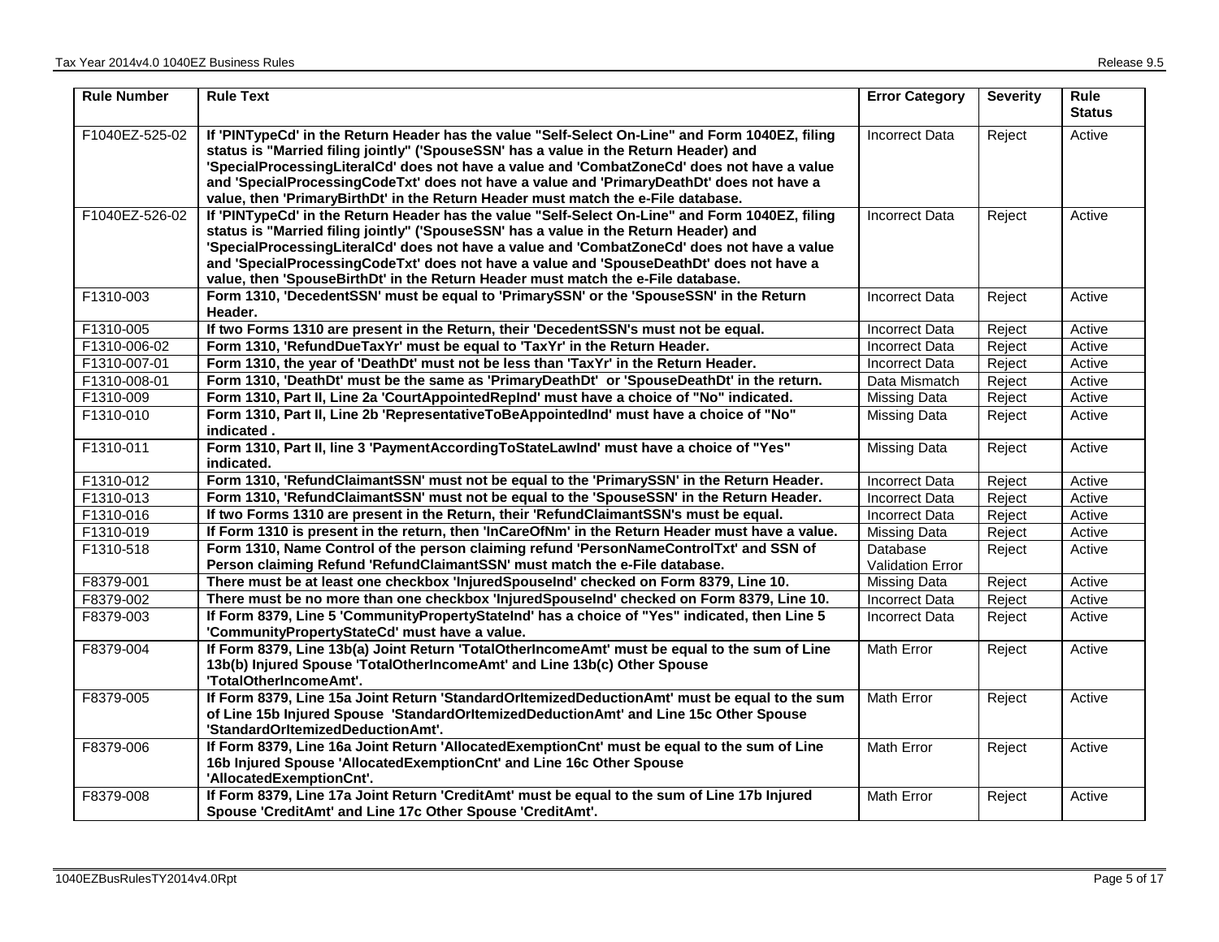| Rule Number | Rule Text | Error Category | Severity | Rule Status |
|---|---|---|---|---|
| F1040EZ-525-02 | **If 'PINTypeCd' in the Return Header has the value "Self-Select On-Line" and Form 1040EZ, filing status is "Married filing jointly" ('SpouseSSN' has a value in the Return Header) and 'SpecialProcessingLiteralCd' does not have a value and 'CombatZoneCd' does not have a value and 'SpecialProcessingCodeTxt' does not have a value and 'PrimaryDeathDt' does not have a value, then 'PrimaryBirthDt' in the Return Header must match the e-File database.** | Incorrect Data | Reject | Active |
| F1040EZ-526-02 | **If 'PINTypeCd' in the Return Header has the value "Self-Select On-Line" and Form 1040EZ, filing status is "Married filing jointly" ('SpouseSSN' has a value in the Return Header) and 'SpecialProcessingLiteralCd' does not have a value and 'CombatZoneCd' does not have a value and 'SpecialProcessingCodeTxt' does not have a value and 'SpouseDeathDt' does not have a value, then 'SpouseBirthDt' in the Return Header must match the e-File database.** | Incorrect Data | Reject | Active |
| F1310-003 | **Form 1310, 'DecedentSSN' must be equal to 'PrimarySSN' or the 'SpouseSSN' in the Return Header.** | Incorrect Data | Reject | Active |
| F1310-005 | **If two Forms 1310 are present in the Return, their 'DecedentSSN's must not be equal.** | Incorrect Data | Reject | Active |
| F1310-006-02 | **Form 1310, 'RefundDueTaxYr' must be equal to 'TaxYr' in the Return Header.** | Incorrect Data | Reject | Active |
| F1310-007-01 | **Form 1310, the year of 'DeathDt' must not be less than 'TaxYr' in the Return Header.** | Incorrect Data | Reject | Active |
| F1310-008-01 | **Form 1310, 'DeathDt' must be the same as 'PrimaryDeathDt' or 'SpouseDeathDt' in the return.** | Data Mismatch | Reject | Active |
| F1310-009 | **Form 1310, Part II, Line 2a 'CourtAppointedRepInd' must have a choice of "No" indicated.** | Missing Data | Reject | Active |
| F1310-010 | **Form 1310, Part II, Line 2b 'RepresentativeToBeAppointedInd' must have a choice of "No" indicated .** | Missing Data | Reject | Active |
| F1310-011 | **Form 1310, Part II, line 3 'PaymentAccordingToStateLawInd' must have a choice of "Yes" indicated.** | Missing Data | Reject | Active |
| F1310-012 | **Form 1310, 'RefundClaimantSSN' must not be equal to the 'PrimarySSN' in the Return Header.** | Incorrect Data | Reject | Active |
| F1310-013 | **Form 1310, 'RefundClaimantSSN' must not be equal to the 'SpouseSSN' in the Return Header.** | Incorrect Data | Reject | Active |
| F1310-016 | **If two Forms 1310 are present in the Return, their 'RefundClaimantSSN's must be equal.** | Incorrect Data | Reject | Active |
| F1310-019 | **If Form 1310 is present in the return, then 'InCareOfNm' in the Return Header must have a value.** | Missing Data | Reject | Active |
| F1310-518 | **Form 1310, Name Control of the person claiming refund 'PersonNameControlTxt' and SSN of Person claiming Refund 'RefundClaimantSSN' must match the e-File database.** | Database Validation Error | Reject | Active |
| F8379-001 | **There must be at least one checkbox 'InjuredSpouseInd' checked on Form 8379, Line 10.** | Missing Data | Reject | Active |
| F8379-002 | **There must be no more than one checkbox 'InjuredSpouseInd' checked on Form 8379, Line 10.** | Incorrect Data | Reject | Active |
| F8379-003 | **If Form 8379, Line 5 'CommunityPropertyStateInd' has a choice of "Yes" indicated, then Line 5 'CommunityPropertyStateCd' must have a value.** | Incorrect Data | Reject | Active |
| F8379-004 | **If Form 8379, Line 13b(a) Joint Return 'TotalOtherIncomeAmt' must be equal to the sum of Line 13b(b) Injured Spouse 'TotalOtherIncomeAmt' and Line 13b(c) Other Spouse 'TotalOtherIncomeAmt'.** | Math Error | Reject | Active |
| F8379-005 | **If Form 8379, Line 15a Joint Return 'StandardOrItemizedDeductionAmt' must be equal to the sum of Line 15b Injured Spouse 'StandardOrItemizedDeductionAmt' and Line 15c Other Spouse 'StandardOrItemizedDeductionAmt'.** | Math Error | Reject | Active |
| F8379-006 | **If Form 8379, Line 16a Joint Return 'AllocatedExemptionCnt' must be equal to the sum of Line 16b Injured Spouse 'AllocatedExemptionCnt' and Line 16c Other Spouse 'AllocatedExemptionCnt'.** | Math Error | Reject | Active |
| F8379-008 | **If Form 8379, Line 17a Joint Return 'CreditAmt' must be equal to the sum of Line 17b Injured Spouse 'CreditAmt' and Line 17c Other Spouse 'CreditAmt'.** | Math Error | Reject | Active |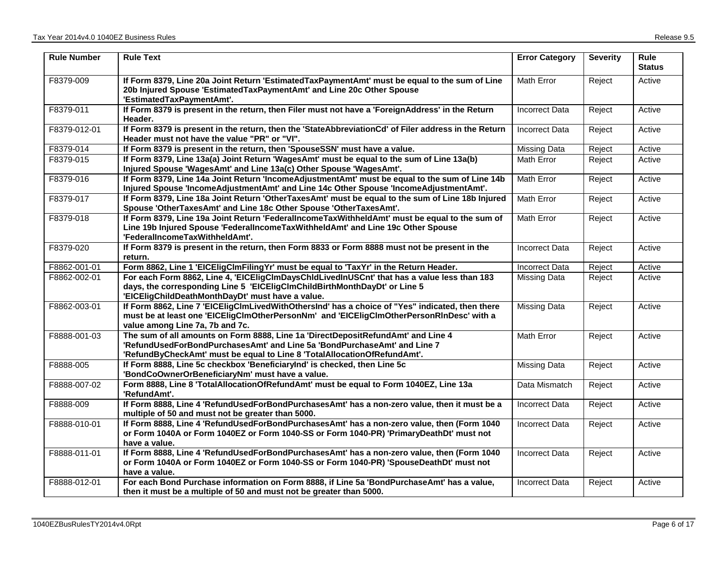| Rule Number | Rule Text | Error Category | Severity | Rule Status |
|---|---|---|---|---|
| F8379-009 | **If Form 8379, Line 20a Joint Return 'EstimatedTaxPaymentAmt' must be equal to the sum of Line 20b Injured Spouse 'EstimatedTaxPaymentAmt' and Line 20c Other Spouse 'EstimatedTaxPaymentAmt'.** | Math Error | Reject | Active |
| F8379-011 | **If Form 8379 is present in the return, then Filer must not have a 'ForeignAddress' in the Return Header.** | Incorrect Data | Reject | Active |
| F8379-012-01 | **If Form 8379 is present in the return, then the 'StateAbbreviationCd' of Filer address in the Return Header must not have the value "PR" or "VI".** | Incorrect Data | Reject | Active |
| F8379-014 | **If Form 8379 is present in the return, then 'SpouseSSN' must have a value.** | Missing Data | Reject | Active |
| F8379-015 | **If Form 8379, Line 13a(a) Joint Return 'WagesAmt' must be equal to the sum of Line 13a(b) Injured Spouse 'WagesAmt' and Line 13a(c) Other Spouse 'WagesAmt'.** | Math Error | Reject | Active |
| F8379-016 | **If Form 8379, Line 14a Joint Return 'IncomeAdjustmentAmt' must be equal to the sum of Line 14b Injured Spouse 'IncomeAdjustmentAmt' and Line 14c Other Spouse 'IncomeAdjustmentAmt'.** | Math Error | Reject | Active |
| F8379-017 | **If Form 8379, Line 18a Joint Return 'OtherTaxesAmt' must be equal to the sum of Line 18b Injured Spouse 'OtherTaxesAmt' and Line 18c Other Spouse 'OtherTaxesAmt'.** | Math Error | Reject | Active |
| F8379-018 | **If Form 8379, Line 19a Joint Return 'FederalIncomeTaxWithheldAmt' must be equal to the sum of Line 19b Injured Spouse 'FederalIncomeTaxWithheldAmt' and Line 19c Other Spouse 'FederalIncomeTaxWithheldAmt'.** | Math Error | Reject | Active |
| F8379-020 | **If Form 8379 is present in the return, then Form 8833 or Form 8888 must not be present in the return.** | Incorrect Data | Reject | Active |
| F8862-001-01 | **Form 8862, Line 1 'EICEligClmFilingYr' must be equal to 'TaxYr' in the Return Header.** | Incorrect Data | Reject | Active |
| F8862-002-01 | **For each Form 8862, Line 4, 'EICEligClmDaysChldLivedInUSCnt' that has a value less than 183 days, the corresponding Line 5 'EICEligClmChildBirthMonthDayDt' or Line 5 'EICEligChildDeathMonthDayDt' must have a value.** | Missing Data | Reject | Active |
| F8862-003-01 | **If Form 8862, Line 7 'EICEligClmLivedWithOthersInd' has a choice of "Yes" indicated, then there must be at least one 'EICEligClmOtherPersonNm' and 'EICEligClmOtherPersonRlnDesc' with a value among Line 7a, 7b and 7c.** | Missing Data | Reject | Active |
| F8888-001-03 | **The sum of all amounts on Form 8888, Line 1a 'DirectDepositRefundAmt' and Line 4 'RefundUsedForBondPurchasesAmt' and Line 5a 'BondPurchaseAmt' and Line 7 'RefundByCheckAmt' must be equal to Line 8 'TotalAllocationOfRefundAmt'.** | Math Error | Reject | Active |
| F8888-005 | **If Form 8888, Line 5c checkbox 'BeneficiaryInd' is checked, then Line 5c 'BondCoOwnerOrBeneficiaryNm' must have a value.** | Missing Data | Reject | Active |
| F8888-007-02 | **Form 8888, Line 8 'TotalAllocationOfRefundAmt' must be equal to Form 1040EZ, Line 13a 'RefundAmt'.** | Data Mismatch | Reject | Active |
| F8888-009 | **If Form 8888, Line 4 'RefundUsedForBondPurchasesAmt' has a non-zero value, then it must be a multiple of 50 and must not be greater than 5000.** | Incorrect Data | Reject | Active |
| F8888-010-01 | **If Form 8888, Line 4 'RefundUsedForBondPurchasesAmt' has a non-zero value, then (Form 1040 or Form 1040A or Form 1040EZ or Form 1040-SS or Form 1040-PR) 'PrimaryDeathDt' must not have a value.** | Incorrect Data | Reject | Active |
| F8888-011-01 | **If Form 8888, Line 4 'RefundUsedForBondPurchasesAmt' has a non-zero value, then (Form 1040 or Form 1040A or Form 1040EZ or Form 1040-SS or Form 1040-PR) 'SpouseDeathDt' must not have a value.** | Incorrect Data | Reject | Active |
| F8888-012-01 | **For each Bond Purchase information on Form 8888, if Line 5a 'BondPurchaseAmt' has a value, then it must be a multiple of 50 and must not be greater than 5000.** | Incorrect Data | Reject | Active |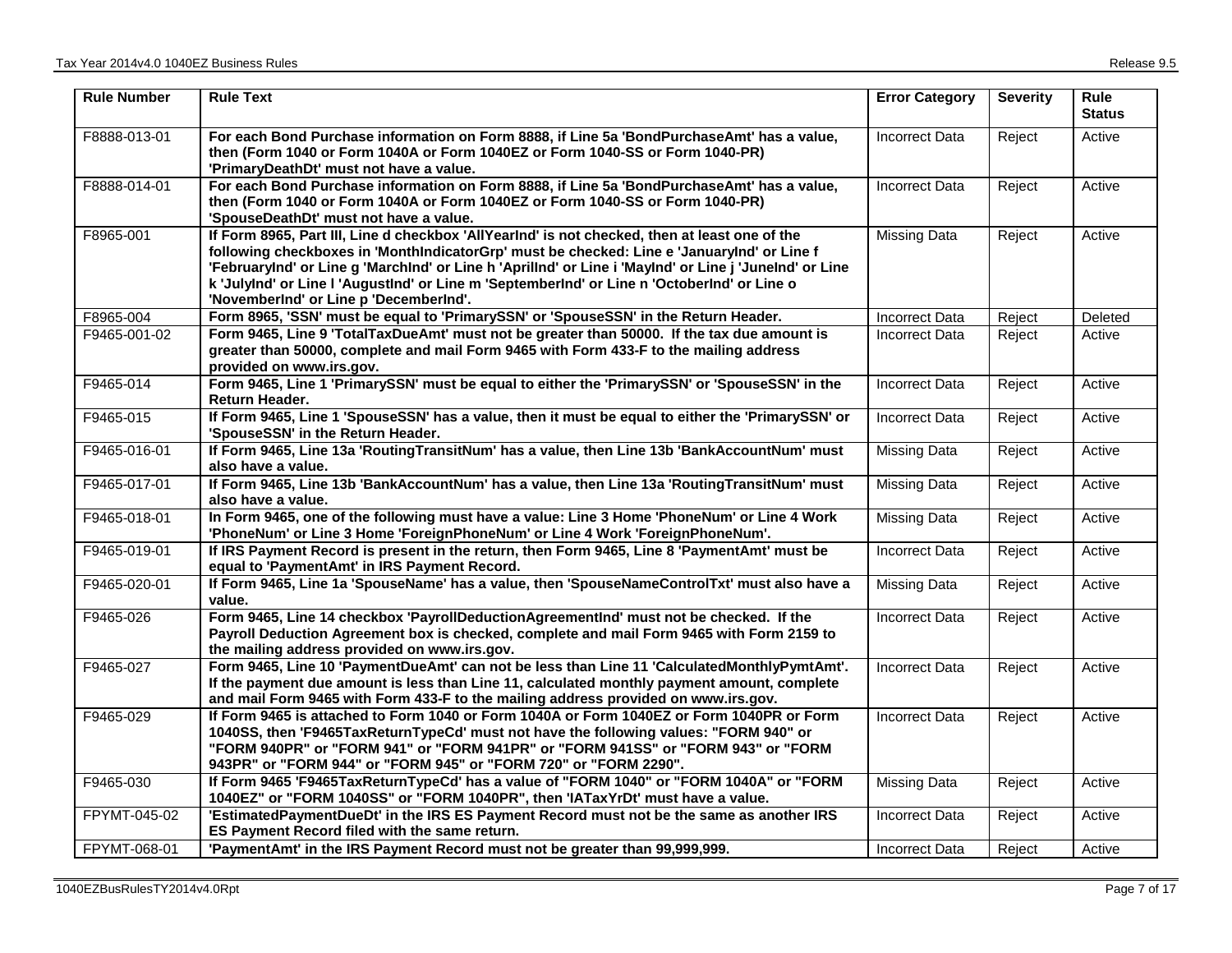| Rule Number | Rule Text | Error Category | Severity | Rule Status |
|---|---|---|---|---|
| F8888-013-01 | **For each Bond Purchase information on Form 8888, if Line 5a 'BondPurchaseAmt' has a value, then (Form 1040 or Form 1040A or Form 1040EZ or Form 1040-SS or Form 1040-PR) 'PrimaryDeathDt' must not have a value.** | Incorrect Data | Reject | Active |
| F8888-014-01 | **For each Bond Purchase information on Form 8888, if Line 5a 'BondPurchaseAmt' has a value, then (Form 1040 or Form 1040A or Form 1040EZ or Form 1040-SS or Form 1040-PR) 'SpouseDeathDt' must not have a value.** | Incorrect Data | Reject | Active |
| F8965-001 | **If Form 8965, Part III, Line d checkbox 'AllYearInd' is not checked, then at least one of the following checkboxes in 'MonthIndicatorGrp' must be checked: Line e 'JanuaryInd' or Line f 'FebruaryInd' or Line g 'MarchInd' or Line h 'AprilInd' or Line i 'MayInd' or Line j 'JuneInd' or Line k 'JulyInd' or Line l 'AugustInd' or Line m 'SeptemberInd' or Line n 'OctoberInd' or Line o 'NovemberInd' or Line p 'DecemberInd'.** | Missing Data | Reject | Active |
| F8965-004 | **Form 8965, 'SSN' must be equal to 'PrimarySSN' or 'SpouseSSN' in the Return Header.** | Incorrect Data | Reject | Deleted |
| F9465-001-02 | **Form 9465, Line 9 'TotalTaxDueAmt' must not be greater than 50000. If the tax due amount is greater than 50000, complete and mail Form 9465 with Form 433-F to the mailing address provided on www.irs.gov.** | Incorrect Data | Reject | Active |
| F9465-014 | **Form 9465, Line 1 'PrimarySSN' must be equal to either the 'PrimarySSN' or 'SpouseSSN' in the Return Header.** | Incorrect Data | Reject | Active |
| F9465-015 | **If Form 9465, Line 1 'SpouseSSN' has a value, then it must be equal to either the 'PrimarySSN' or 'SpouseSSN' in the Return Header.** | Incorrect Data | Reject | Active |
| F9465-016-01 | **If Form 9465, Line 13a 'RoutingTransitNum' has a value, then Line 13b 'BankAccountNum' must also have a value.** | Missing Data | Reject | Active |
| F9465-017-01 | **If Form 9465, Line 13b 'BankAccountNum' has a value, then Line 13a 'RoutingTransitNum' must also have a value.** | Missing Data | Reject | Active |
| F9465-018-01 | **In Form 9465, one of the following must have a value: Line 3 Home 'PhoneNum' or Line 4 Work 'PhoneNum' or Line 3 Home 'ForeignPhoneNum' or Line 4 Work 'ForeignPhoneNum'.** | Missing Data | Reject | Active |
| F9465-019-01 | **If IRS Payment Record is present in the return, then Form 9465, Line 8 'PaymentAmt' must be equal to 'PaymentAmt' in IRS Payment Record.** | Incorrect Data | Reject | Active |
| F9465-020-01 | **If Form 9465, Line 1a 'SpouseName' has a value, then 'SpouseNameControlTxt' must also have a value.** | Missing Data | Reject | Active |
| F9465-026 | **Form 9465, Line 14 checkbox 'PayrollDeductionAgreementInd' must not be checked. If the Payroll Deduction Agreement box is checked, complete and mail Form 9465 with Form 2159 to the mailing address provided on www.irs.gov.** | Incorrect Data | Reject | Active |
| F9465-027 | **Form 9465, Line 10 'PaymentDueAmt' can not be less than Line 11 'CalculatedMonthlyPymtAmt'. If the payment due amount is less than Line 11, calculated monthly payment amount, complete and mail Form 9465 with Form 433-F to the mailing address provided on www.irs.gov.** | Incorrect Data | Reject | Active |
| F9465-029 | **If Form 9465 is attached to Form 1040 or Form 1040A or Form 1040EZ or Form 1040PR or Form 1040SS, then 'F9465TaxReturnTypeCd' must not have the following values: "FORM 940" or "FORM 940PR" or "FORM 941" or "FORM 941PR" or "FORM 941SS" or "FORM 943" or "FORM 943PR" or "FORM 944" or "FORM 945" or "FORM 720" or "FORM 2290".** | Incorrect Data | Reject | Active |
| F9465-030 | **If Form 9465 'F9465TaxReturnTypeCd' has a value of "FORM 1040" or "FORM 1040A" or "FORM 1040EZ" or "FORM 1040SS" or "FORM 1040PR", then 'IATaxYrDt' must have a value.** | Missing Data | Reject | Active |
| FPYMT-045-02 | **'EstimatedPaymentDueDt' in the IRS ES Payment Record must not be the same as another IRS ES Payment Record filed with the same return.** | Incorrect Data | Reject | Active |
| FPYMT-068-01 | **'PaymentAmt' in the IRS Payment Record must not be greater than 99,999,999.** | Incorrect Data | Reject | Active |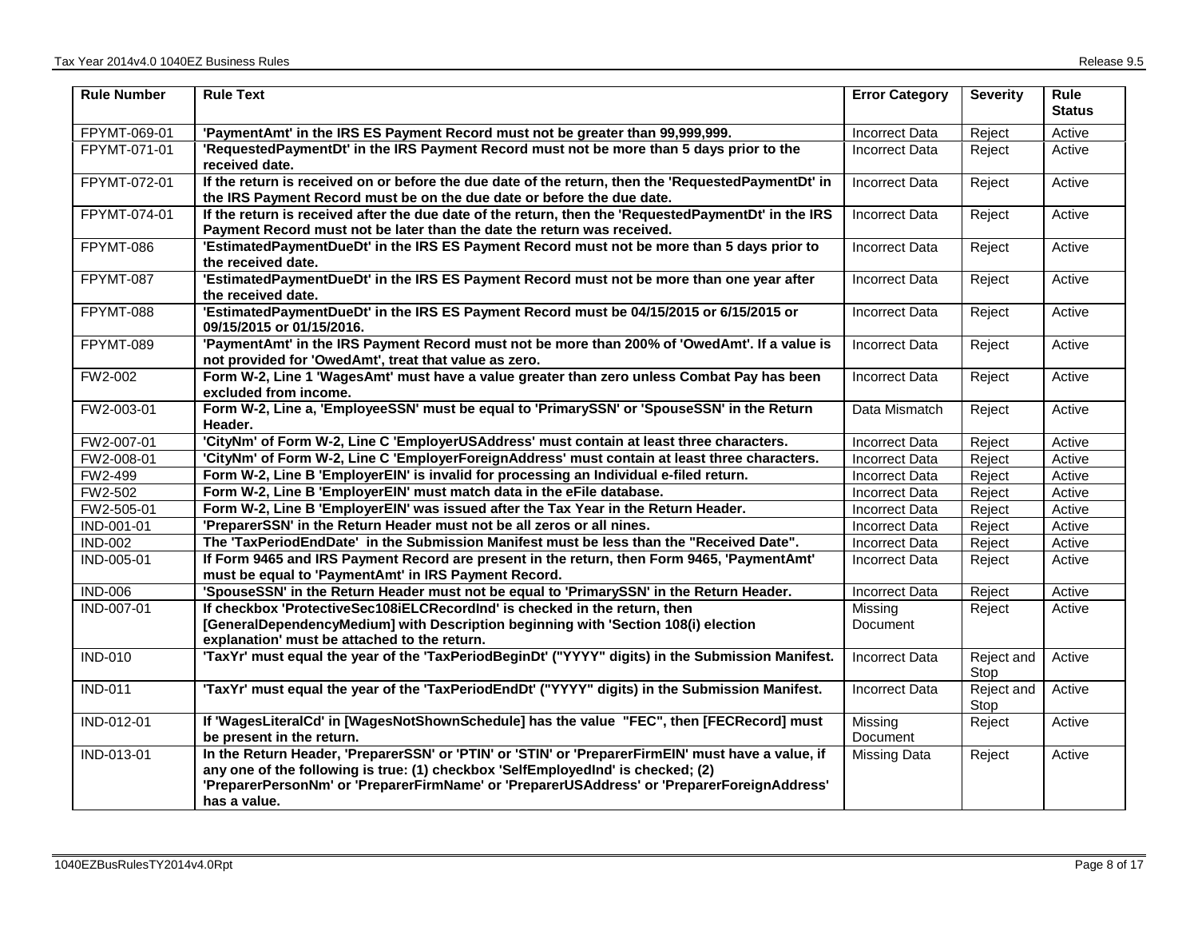| Rule Number | Rule Text | Error Category | Severity | Rule Status |
| --- | --- | --- | --- | --- |
| FPYMT-069-01 | **'PaymentAmt' in the IRS ES Payment Record must not be greater than 99,999,999.** | Incorrect Data | Reject | Active |
| FPYMT-071-01 | **'RequestedPaymentDt' in the IRS Payment Record must not be more than 5 days prior to the received date.** | Incorrect Data | Reject | Active |
| FPYMT-072-01 | **If the return is received on or before the due date of the return, then the 'RequestedPaymentDt' in the IRS Payment Record must be on the due date or before the due date.** | Incorrect Data | Reject | Active |
| FPYMT-074-01 | **If the return is received after the due date of the return, then the 'RequestedPaymentDt' in the IRS Payment Record must not be later than the date the return was received.** | Incorrect Data | Reject | Active |
| FPYMT-086 | **'EstimatedPaymentDueDt' in the IRS ES Payment Record must not be more than 5 days prior to the received date.** | Incorrect Data | Reject | Active |
| FPYMT-087 | **'EstimatedPaymentDueDt' in the IRS ES Payment Record must not be more than one year after the received date.** | Incorrect Data | Reject | Active |
| FPYMT-088 | **'EstimatedPaymentDueDt' in the IRS ES Payment Record must be 04/15/2015 or 6/15/2015 or 09/15/2015 or 01/15/2016.** | Incorrect Data | Reject | Active |
| FPYMT-089 | **'PaymentAmt' in the IRS Payment Record must not be more than 200% of 'OwedAmt'. If a value is not provided for 'OwedAmt', treat that value as zero.** | Incorrect Data | Reject | Active |
| FW2-002 | **Form W-2, Line 1 'WagesAmt' must have a value greater than zero unless Combat Pay has been excluded from income.** | Incorrect Data | Reject | Active |
| FW2-003-01 | **Form W-2, Line a, 'EmployeeSSN' must be equal to 'PrimarySSN' or 'SpouseSSN' in the Return Header.** | Data Mismatch | Reject | Active |
| FW2-007-01 | **'CityNm' of Form W-2, Line C 'EmployerUSAddress' must contain at least three characters.** | Incorrect Data | Reject | Active |
| FW2-008-01 | **'CityNm' of Form W-2, Line C 'EmployerForeignAddress' must contain at least three characters.** | Incorrect Data | Reject | Active |
| FW2-499 | **Form W-2, Line B 'EmployerEIN' is invalid for processing an Individual e-filed return.** | Incorrect Data | Reject | Active |
| FW2-502 | **Form W-2, Line B 'EmployerEIN' must match data in the eFile database.** | Incorrect Data | Reject | Active |
| FW2-505-01 | **Form W-2, Line B 'EmployerEIN' was issued after the Tax Year in the Return Header.** | Incorrect Data | Reject | Active |
| IND-001-01 | **'PreparerSSN' in the Return Header must not be all zeros or all nines.** | Incorrect Data | Reject | Active |
| IND-002 | **The 'TaxPeriodEndDate' in the Submission Manifest must be less than the "Received Date".** | Incorrect Data | Reject | Active |
| IND-005-01 | **If Form 9465 and IRS Payment Record are present in the return, then Form 9465, 'PaymentAmt' must be equal to 'PaymentAmt' in IRS Payment Record.** | Incorrect Data | Reject | Active |
| IND-006 | **'SpouseSSN' in the Return Header must not be equal to 'PrimarySSN' in the Return Header.** | Incorrect Data | Reject | Active |
| IND-007-01 | **If checkbox 'ProtectiveSec108iELCRecordInd' is checked in the return, then [GeneralDependencyMedium] with Description beginning with 'Section 108(i) election explanation' must be attached to the return.** | Missing Document | Reject | Active |
| IND-010 | **'TaxYr' must equal the year of the 'TaxPeriodBeginDt' ("YYYY" digits) in the Submission Manifest.** | Incorrect Data | Reject and Stop | Active |
| IND-011 | **'TaxYr' must equal the year of the 'TaxPeriodEndDt' ("YYYY" digits) in the Submission Manifest.** | Incorrect Data | Reject and Stop | Active |
| IND-012-01 | **If 'WagesLiteralCd' in [WagesNotShownSchedule] has the value "FEC", then [FECRecord] must be present in the return.** | Missing Document | Reject | Active |
| IND-013-01 | **In the Return Header, 'PreparerSSN' or 'PTIN' or 'STIN' or 'PreparerFirmEIN' must have a value, if any one of the following is true: (1) checkbox 'SelfEmployedInd' is checked; (2) 'PreparerPersonNm' or 'PreparerFirmName' or 'PreparerUSAddress' or 'PreparerForeignAddress' has a value.** | Missing Data | Reject | Active |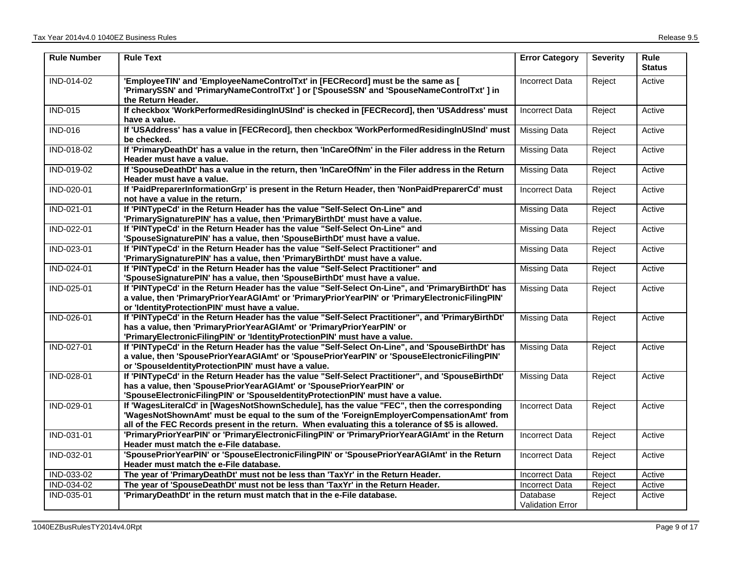| Rule Number | Rule Text | Error Category | Severity | Rule Status |
|---|---|---|---|---|
| IND-014-02 | **'EmployeeTIN' and 'EmployeeNameControlTxt' in [FECRecord] must be the same as [ 'PrimarySSN' and 'PrimaryNameControlTxt' ] or ['SpouseSSN' and 'SpouseNameControlTxt' ] in the Return Header.** | Incorrect Data | Reject | Active |
| IND-015 | **If checkbox 'WorkPerformedResidingInUSInd' is checked in [FECRecord], then 'USAddress' must have a value.** | Incorrect Data | Reject | Active |
| IND-016 | **If 'USAddress' has a value in [FECRecord], then checkbox 'WorkPerformedResidingInUSInd' must be checked.** | Missing Data | Reject | Active |
| IND-018-02 | **If 'PrimaryDeathDt' has a value in the return, then 'InCareOfNm' in the Filer address in the Return Header must have a value.** | Missing Data | Reject | Active |
| IND-019-02 | **If 'SpouseDeathDt' has a value in the return, then 'InCareOfNm' in the Filer address in the Return Header must have a value.** | Missing Data | Reject | Active |
| IND-020-01 | **If 'PaidPreparerInformationGrp' is present in the Return Header, then 'NonPaidPreparerCd' must not have a value in the return.** | Incorrect Data | Reject | Active |
| IND-021-01 | **If 'PINTypeCd' in the Return Header has the value "Self-Select On-Line" and 'PrimarySignaturePIN' has a value, then 'PrimaryBirthDt' must have a value.** | Missing Data | Reject | Active |
| IND-022-01 | **If 'PINTypeCd' in the Return Header has the value "Self-Select On-Line" and 'SpouseSignaturePIN' has a value, then 'SpouseBirthDt' must have a value.** | Missing Data | Reject | Active |
| IND-023-01 | **If 'PINTypeCd' in the Return Header has the value "Self-Select Practitioner" and 'PrimarySignaturePIN' has a value, then 'PrimaryBirthDt' must have a value.** | Missing Data | Reject | Active |
| IND-024-01 | **If 'PINTypeCd' in the Return Header has the value "Self-Select Practitioner" and 'SpouseSignaturePIN' has a value, then 'SpouseBirthDt' must have a value.** | Missing Data | Reject | Active |
| IND-025-01 | **If 'PINTypeCd' in the Return Header has the value "Self-Select On-Line", and 'PrimaryBirthDt' has a value, then 'PrimaryPriorYearAGIAmt' or 'PrimaryPriorYearPIN' or 'PrimaryElectronicFilingPIN' or 'IdentityProtectionPIN' must have a value.** | Missing Data | Reject | Active |
| IND-026-01 | **If 'PINTypeCd' in the Return Header has the value "Self-Select Practitioner", and 'PrimaryBirthDt' has a value, then 'PrimaryPriorYearAGIAmt' or 'PrimaryPriorYearPIN' or 'PrimaryElectronicFilingPIN' or 'IdentityProtectionPIN' must have a value.** | Missing Data | Reject | Active |
| IND-027-01 | **If 'PINTypeCd' in the Return Header has the value "Self-Select On-Line", and 'SpouseBirthDt' has a value, then 'SpousePriorYearAGIAmt' or 'SpousePriorYearPIN' or 'SpouseElectronicFilingPIN' or 'SpouseIdentityProtectionPIN' must have a value.** | Missing Data | Reject | Active |
| IND-028-01 | **If 'PINTypeCd' in the Return Header has the value "Self-Select Practitioner", and 'SpouseBirthDt' has a value, then 'SpousePriorYearAGIAmt' or 'SpousePriorYearPIN' or 'SpouseElectronicFilingPIN' or 'SpouseIdentityProtectionPIN' must have a value.** | Missing Data | Reject | Active |
| IND-029-01 | **If 'WagesLiteralCd' in [WagesNotShownSchedule], has the value "FEC", then the corresponding 'WagesNotShownAmt' must be equal to the sum of the 'ForeignEmployerCompensationAmt' from all of the FEC Records present in the return. When evaluating this a tolerance of $5 is allowed.** | Incorrect Data | Reject | Active |
| IND-031-01 | **'PrimaryPriorYearPIN' or 'PrimaryElectronicFilingPIN' or 'PrimaryPriorYearAGIAmt' in the Return Header must match the e-File database.** | Incorrect Data | Reject | Active |
| IND-032-01 | **'SpousePriorYearPIN' or 'SpouseElectronicFilingPIN' or 'SpousePriorYearAGIAmt' in the Return Header must match the e-File database.** | Incorrect Data | Reject | Active |
| IND-033-02 | **The year of 'PrimaryDeathDt' must not be less than 'TaxYr' in the Return Header.** | Incorrect Data | Reject | Active |
| IND-034-02 | **The year of 'SpouseDeathDt' must not be less than 'TaxYr' in the Return Header.** | Incorrect Data | Reject | Active |
| IND-035-01 | **'PrimaryDeathDt' in the return must match that in the e-File database.** | Database Validation Error | Reject | Active |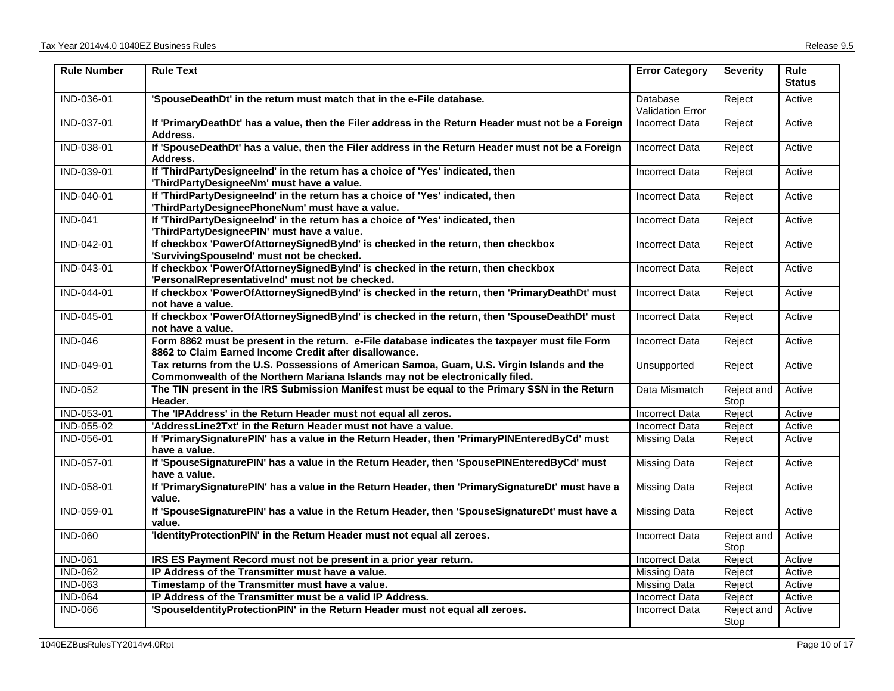| Rule Number | Rule Text | Error Category | Severity | Rule Status |
|---|---|---|---|---|
| IND-036-01 | **'SpouseDeathDt' in the return must match that in the e-File database.** | Database Validation Error | Reject | Active |
| IND-037-01 | **If 'PrimaryDeathDt' has a value, then the Filer address in the Return Header must not be a Foreign Address.** | Incorrect Data | Reject | Active |
| IND-038-01 | **If 'SpouseDeathDt' has a value, then the Filer address in the Return Header must not be a Foreign Address.** | Incorrect Data | Reject | Active |
| IND-039-01 | **If 'ThirdPartyDesigneeInd' in the return has a choice of 'Yes' indicated, then 'ThirdPartyDesigneeNm' must have a value.** | Incorrect Data | Reject | Active |
| IND-040-01 | **If 'ThirdPartyDesigneeInd' in the return has a choice of 'Yes' indicated, then 'ThirdPartyDesigneePhoneNum' must have a value.** | Incorrect Data | Reject | Active |
| IND-041 | **If 'ThirdPartyDesigneeInd' in the return has a choice of 'Yes' indicated, then 'ThirdPartyDesigneePIN' must have a value.** | Incorrect Data | Reject | Active |
| IND-042-01 | **If checkbox 'PowerOfAttorneySignedByInd' is checked in the return, then checkbox 'SurvivingSpouseInd' must not be checked.** | Incorrect Data | Reject | Active |
| IND-043-01 | **If checkbox 'PowerOfAttorneySignedByInd' is checked in the return, then checkbox 'PersonalRepresentativeInd' must not be checked.** | Incorrect Data | Reject | Active |
| IND-044-01 | **If checkbox 'PowerOfAttorneySignedByInd' is checked in the return, then 'PrimaryDeathDt' must not have a value.** | Incorrect Data | Reject | Active |
| IND-045-01 | **If checkbox 'PowerOfAttorneySignedByInd' is checked in the return, then 'SpouseDeathDt' must not have a value.** | Incorrect Data | Reject | Active |
| IND-046 | **Form 8862 must be present in the return. e-File database indicates the taxpayer must file Form 8862 to Claim Earned Income Credit after disallowance.** | Incorrect Data | Reject | Active |
| IND-049-01 | **Tax returns from the U.S. Possessions of American Samoa, Guam, U.S. Virgin Islands and the Commonwealth of the Northern Mariana Islands may not be electronically filed.** | Unsupported | Reject | Active |
| IND-052 | **The TIN present in the IRS Submission Manifest must be equal to the Primary SSN in the Return Header.** | Data Mismatch | Reject and Stop | Active |
| IND-053-01 | **The 'IPAddress' in the Return Header must not equal all zeros.** | Incorrect Data | Reject | Active |
| IND-055-02 | **'AddressLine2Txt' in the Return Header must not have a value.** | Incorrect Data | Reject | Active |
| IND-056-01 | **If 'PrimarySignaturePIN' has a value in the Return Header, then 'PrimaryPINEnteredByCd' must have a value.** | Missing Data | Reject | Active |
| IND-057-01 | **If 'SpouseSignaturePIN' has a value in the Return Header, then 'SpousePINEnteredByCd' must have a value.** | Missing Data | Reject | Active |
| IND-058-01 | **If 'PrimarySignaturePIN' has a value in the Return Header, then 'PrimarySignatureDt' must have a value.** | Missing Data | Reject | Active |
| IND-059-01 | **If 'SpouseSignaturePIN' has a value in the Return Header, then 'SpouseSignatureDt' must have a value.** | Missing Data | Reject | Active |
| IND-060 | **'IdentityProtectionPIN' in the Return Header must not equal all zeroes.** | Incorrect Data | Reject and Stop | Active |
| IND-061 | **IRS ES Payment Record must not be present in a prior year return.** | Incorrect Data | Reject | Active |
| IND-062 | **IP Address of the Transmitter must have a value.** | Missing Data | Reject | Active |
| IND-063 | **Timestamp of the Transmitter must have a value.** | Missing Data | Reject | Active |
| IND-064 | **IP Address of the Transmitter must be a valid IP Address.** | Incorrect Data | Reject | Active |
| IND-066 | **'SpouseIdentityProtectionPIN' in the Return Header must not equal all zeroes.** | Incorrect Data | Reject and Stop | Active |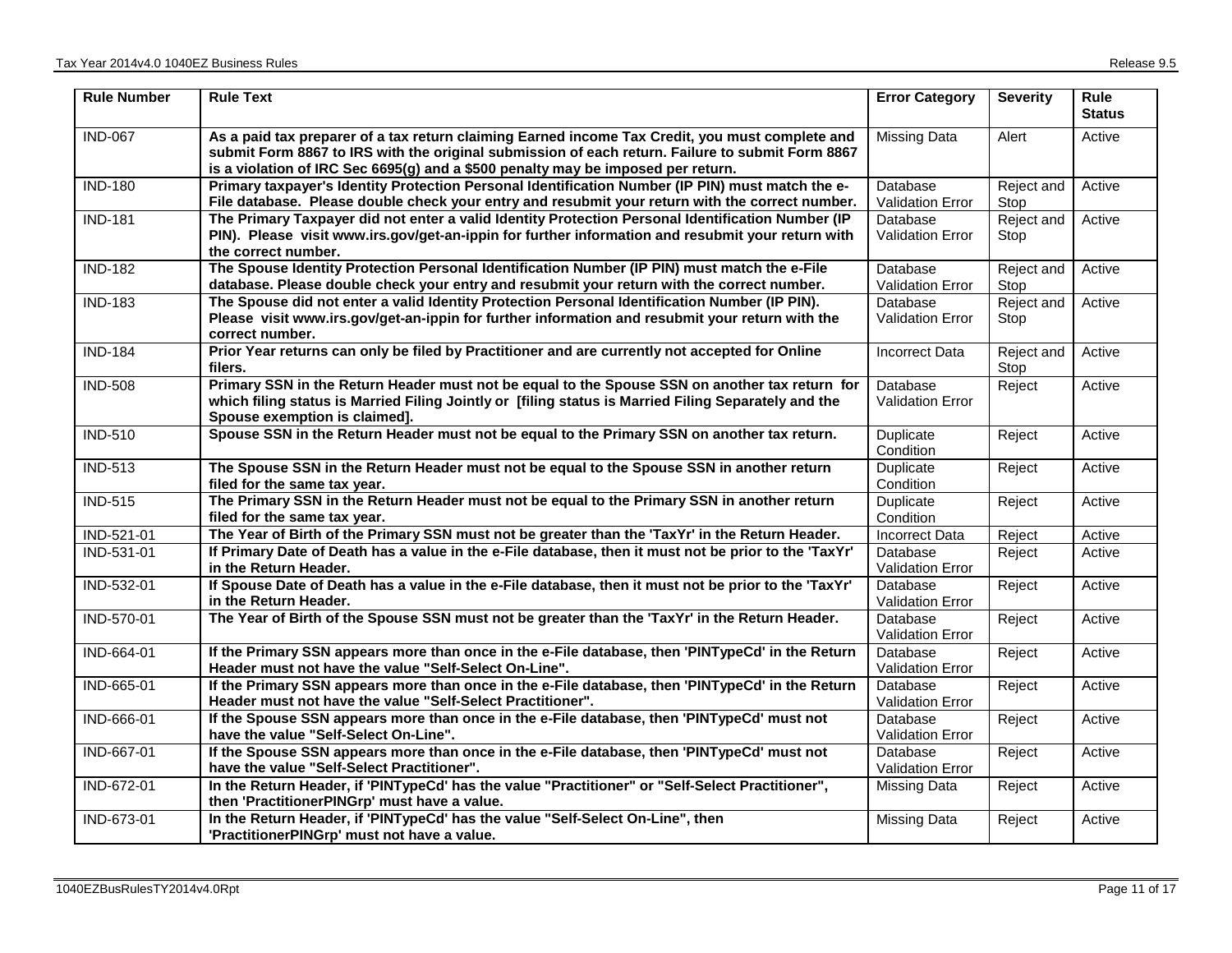| Rule Number | Rule Text | Error Category | Severity | Rule Status |
|---|---|---|---|---|
| IND-067 | **As a paid tax preparer of a tax return claiming Earned income Tax Credit, you must complete and submit Form 8867 to IRS with the original submission of each return. Failure to submit Form 8867 is a violation of IRC Sec 6695(g) and a $500 penalty may be imposed per return.** | Missing Data | Alert | Active |
| IND-180 | **Primary taxpayer's Identity Protection Personal Identification Number (IP PIN) must match the e-File database. Please double check your entry and resubmit your return with the correct number.** | Database Validation Error | Reject and Stop | Active |
| IND-181 | **The Primary Taxpayer did not enter a valid Identity Protection Personal Identification Number (IP PIN). Please visit www.irs.gov/get-an-ippin for further information and resubmit your return with the correct number.** | Database Validation Error | Reject and Stop | Active |
| IND-182 | **The Spouse Identity Protection Personal Identification Number (IP PIN) must match the e-File database. Please double check your entry and resubmit your return with the correct number.** | Database Validation Error | Reject and Stop | Active |
| IND-183 | **The Spouse did not enter a valid Identity Protection Personal Identification Number (IP PIN). Please visit www.irs.gov/get-an-ippin for further information and resubmit your return with the correct number.** | Database Validation Error | Reject and Stop | Active |
| IND-184 | **Prior Year returns can only be filed by Practitioner and are currently not accepted for Online filers.** | Incorrect Data | Reject and Stop | Active |
| IND-508 | **Primary SSN in the Return Header must not be equal to the Spouse SSN on another tax return for which filing status is Married Filing Jointly or [filing status is Married Filing Separately and the Spouse exemption is claimed].** | Database Validation Error | Reject | Active |
| IND-510 | **Spouse SSN in the Return Header must not be equal to the Primary SSN on another tax return.** | Duplicate Condition | Reject | Active |
| IND-513 | **The Spouse SSN in the Return Header must not be equal to the Spouse SSN in another return filed for the same tax year.** | Duplicate Condition | Reject | Active |
| IND-515 | **The Primary SSN in the Return Header must not be equal to the Primary SSN in another return filed for the same tax year.** | Duplicate Condition | Reject | Active |
| IND-521-01 | **The Year of Birth of the Primary SSN must not be greater than the 'TaxYr' in the Return Header.** | Incorrect Data | Reject | Active |
| IND-531-01 | **If Primary Date of Death has a value in the e-File database, then it must not be prior to the 'TaxYr' in the Return Header.** | Database Validation Error | Reject | Active |
| IND-532-01 | **If Spouse Date of Death has a value in the e-File database, then it must not be prior to the 'TaxYr' in the Return Header.** | Database Validation Error | Reject | Active |
| IND-570-01 | **The Year of Birth of the Spouse SSN must not be greater than the 'TaxYr' in the Return Header.** | Database Validation Error | Reject | Active |
| IND-664-01 | **If the Primary SSN appears more than once in the e-File database, then 'PINTypeCd' in the Return Header must not have the value "Self-Select On-Line".** | Database Validation Error | Reject | Active |
| IND-665-01 | **If the Primary SSN appears more than once in the e-File database, then 'PINTypeCd' in the Return Header must not have the value "Self-Select Practitioner".** | Database Validation Error | Reject | Active |
| IND-666-01 | **If the Spouse SSN appears more than once in the e-File database, then 'PINTypeCd' must not have the value "Self-Select On-Line".** | Database Validation Error | Reject | Active |
| IND-667-01 | **If the Spouse SSN appears more than once in the e-File database, then 'PINTypeCd' must not have the value "Self-Select Practitioner".** | Database Validation Error | Reject | Active |
| IND-672-01 | **In the Return Header, if 'PINTypeCd' has the value "Practitioner" or "Self-Select Practitioner", then 'PractitionerPINGrp' must have a value.** | Missing Data | Reject | Active |
| IND-673-01 | **In the Return Header, if 'PINTypeCd' has the value "Self-Select On-Line", then 'PractitionerPINGrp' must not have a value.** | Missing Data | Reject | Active |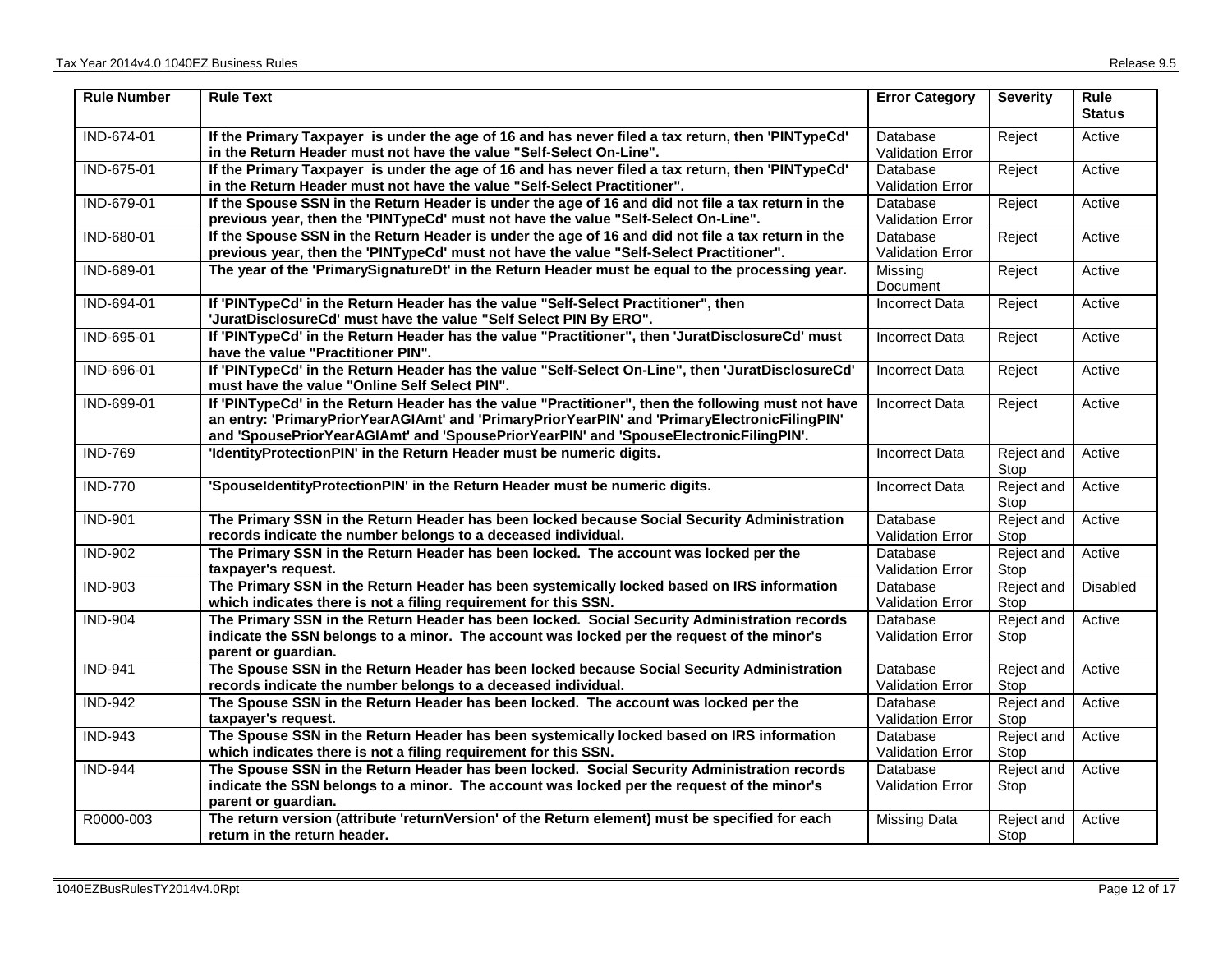| Rule Number | Rule Text | Error Category | Severity | Rule Status |
|---|---|---|---|---|
| IND-674-01 | **If the Primary Taxpayer is under the age of 16 and has never filed a tax return, then 'PINTypeCd' in the Return Header must not have the value "Self-Select On-Line".** | Database Validation Error | Reject | Active |
| IND-675-01 | **If the Primary Taxpayer is under the age of 16 and has never filed a tax return, then 'PINTypeCd' in the Return Header must not have the value "Self-Select Practitioner".** | Database Validation Error | Reject | Active |
| IND-679-01 | **If the Spouse SSN in the Return Header is under the age of 16 and did not file a tax return in the previous year, then the 'PINTypeCd' must not have the value "Self-Select On-Line".** | Database Validation Error | Reject | Active |
| IND-680-01 | **If the Spouse SSN in the Return Header is under the age of 16 and did not file a tax return in the previous year, then the 'PINTypeCd' must not have the value "Self-Select Practitioner".** | Database Validation Error | Reject | Active |
| IND-689-01 | **The year of the 'PrimarySignatureDt' in the Return Header must be equal to the processing year.** | Missing Document | Reject | Active |
| IND-694-01 | **If 'PINTypeCd' in the Return Header has the value "Self-Select Practitioner", then 'JuratDisclosureCd' must have the value "Self Select PIN By ERO".** | Incorrect Data | Reject | Active |
| IND-695-01 | **If 'PINTypeCd' in the Return Header has the value "Practitioner", then 'JuratDisclosureCd' must have the value "Practitioner PIN".** | Incorrect Data | Reject | Active |
| IND-696-01 | **If 'PINTypeCd' in the Return Header has the value "Self-Select On-Line", then 'JuratDisclosureCd' must have the value "Online Self Select PIN".** | Incorrect Data | Reject | Active |
| IND-699-01 | **If 'PINTypeCd' in the Return Header has the value "Practitioner", then the following must not have an entry: 'PrimaryPriorYearAGIAmt' and 'PrimaryPriorYearPIN' and 'PrimaryElectronicFilingPIN' and 'SpousePriorYearAGIAmt' and 'SpousePriorYearPIN' and 'SpouseElectronicFilingPIN'.** | Incorrect Data | Reject | Active |
| IND-769 | **'IdentityProtectionPIN' in the Return Header must be numeric digits.** | Incorrect Data | Reject and Stop | Active |
| IND-770 | **'SpouseIdentityProtectionPIN' in the Return Header must be numeric digits.** | Incorrect Data | Reject and Stop | Active |
| IND-901 | **The Primary SSN in the Return Header has been locked because Social Security Administration records indicate the number belongs to a deceased individual.** | Database Validation Error | Reject and Stop | Active |
| IND-902 | **The Primary SSN in the Return Header has been locked. The account was locked per the taxpayer's request.** | Database Validation Error | Reject and Stop | Active |
| IND-903 | **The Primary SSN in the Return Header has been systemically locked based on IRS information which indicates there is not a filing requirement for this SSN.** | Database Validation Error | Reject and Stop | Disabled |
| IND-904 | **The Primary SSN in the Return Header has been locked. Social Security Administration records indicate the SSN belongs to a minor. The account was locked per the request of the minor's parent or guardian.** | Database Validation Error | Reject and Stop | Active |
| IND-941 | **The Spouse SSN in the Return Header has been locked because Social Security Administration records indicate the number belongs to a deceased individual.** | Database Validation Error | Reject and Stop | Active |
| IND-942 | **The Spouse SSN in the Return Header has been locked. The account was locked per the taxpayer's request.** | Database Validation Error | Reject and Stop | Active |
| IND-943 | **The Spouse SSN in the Return Header has been systemically locked based on IRS information which indicates there is not a filing requirement for this SSN.** | Database Validation Error | Reject and Stop | Active |
| IND-944 | **The Spouse SSN in the Return Header has been locked. Social Security Administration records indicate the SSN belongs to a minor. The account was locked per the request of the minor's parent or guardian.** | Database Validation Error | Reject and Stop | Active |
| R0000-003 | **The return version (attribute 'returnVersion' of the Return element) must be specified for each return in the return header.** | Missing Data | Reject and Stop | Active |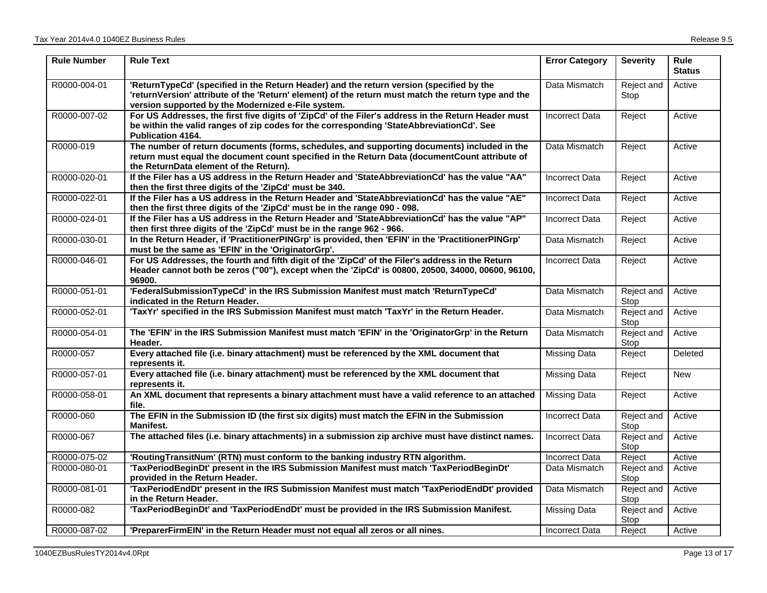| Rule Number | Rule Text | Error Category | Severity | Rule Status |
|---|---|---|---|---|
| R0000-004-01 | **'ReturnTypeCd' (specified in the Return Header) and the return version (specified by the 'returnVersion' attribute of the 'Return' element) of the return must match the return type and the version supported by the Modernized e-File system.** | Data Mismatch | Reject and Stop | Active |
| R0000-007-02 | **For US Addresses, the first five digits of 'ZipCd' of the Filer's address in the Return Header must be within the valid ranges of zip codes for the corresponding 'StateAbbreviationCd'. See Publication 4164.** | Incorrect Data | Reject | Active |
| R0000-019 | **The number of return documents (forms, schedules, and supporting documents) included in the return must equal the document count specified in the Return Data (documentCount attribute of the ReturnData element of the Return).** | Data Mismatch | Reject | Active |
| R0000-020-01 | **If the Filer has a US address in the Return Header and 'StateAbbreviationCd' has the value "AA" then the first three digits of the 'ZipCd' must be 340.** | Incorrect Data | Reject | Active |
| R0000-022-01 | **If the Filer has a US address in the Return Header and 'StateAbbreviationCd' has the value "AE" then the first three digits of the 'ZipCd' must be in the range 090 - 098.** | Incorrect Data | Reject | Active |
| R0000-024-01 | **If the Filer has a US address in the Return Header and 'StateAbbreviationCd' has the value "AP" then first three digits of the 'ZipCd' must be in the range 962 - 966.** | Incorrect Data | Reject | Active |
| R0000-030-01 | **In the Return Header, if 'PractitionerPINGrp' is provided, then 'EFIN' in the 'PractitionerPINGrp' must be the same as 'EFIN' in the 'OriginatorGrp'.** | Data Mismatch | Reject | Active |
| R0000-046-01 | **For US Addresses, the fourth and fifth digit of the 'ZipCd' of the Filer's address in the Return Header cannot both be zeros ("00"), except when the 'ZipCd' is 00800, 20500, 34000, 00600, 96100, 96900.** | Incorrect Data | Reject | Active |
| R0000-051-01 | **'FederalSubmissionTypeCd' in the IRS Submission Manifest must match 'ReturnTypeCd' indicated in the Return Header.** | Data Mismatch | Reject and Stop | Active |
| R0000-052-01 | **'TaxYr' specified in the IRS Submission Manifest must match 'TaxYr' in the Return Header.** | Data Mismatch | Reject and Stop | Active |
| R0000-054-01 | **The 'EFIN' in the IRS Submission Manifest must match 'EFIN' in the 'OriginatorGrp' in the Return Header.** | Data Mismatch | Reject and Stop | Active |
| R0000-057 | **Every attached file (i.e. binary attachment) must be referenced by the XML document that represents it.** | Missing Data | Reject | Deleted |
| R0000-057-01 | **Every attached file (i.e. binary attachment) must be referenced by the XML document that represents it.** | Missing Data | Reject | New |
| R0000-058-01 | **An XML document that represents a binary attachment must have a valid reference to an attached file.** | Missing Data | Reject | Active |
| R0000-060 | **The EFIN in the Submission ID (the first six digits) must match the EFIN in the Submission Manifest.** | Incorrect Data | Reject and Stop | Active |
| R0000-067 | **The attached files (i.e. binary attachments) in a submission zip archive must have distinct names.** | Incorrect Data | Reject and Stop | Active |
| R0000-075-02 | **'RoutingTransitNum' (RTN) must conform to the banking industry RTN algorithm.** | Incorrect Data | Reject | Active |
| R0000-080-01 | **'TaxPeriodBeginDt' present in the IRS Submission Manifest must match 'TaxPeriodBeginDt' provided in the Return Header.** | Data Mismatch | Reject and Stop | Active |
| R0000-081-01 | **'TaxPeriodEndDt' present in the IRS Submission Manifest must match 'TaxPeriodEndDt' provided in the Return Header.** | Data Mismatch | Reject and Stop | Active |
| R0000-082 | **'TaxPeriodBeginDt' and 'TaxPeriodEndDt' must be provided in the IRS Submission Manifest.** | Missing Data | Reject and Stop | Active |
| R0000-087-02 | **'PreparerFirmEIN' in the Return Header must not equal all zeros or all nines.** | Incorrect Data | Reject | Active |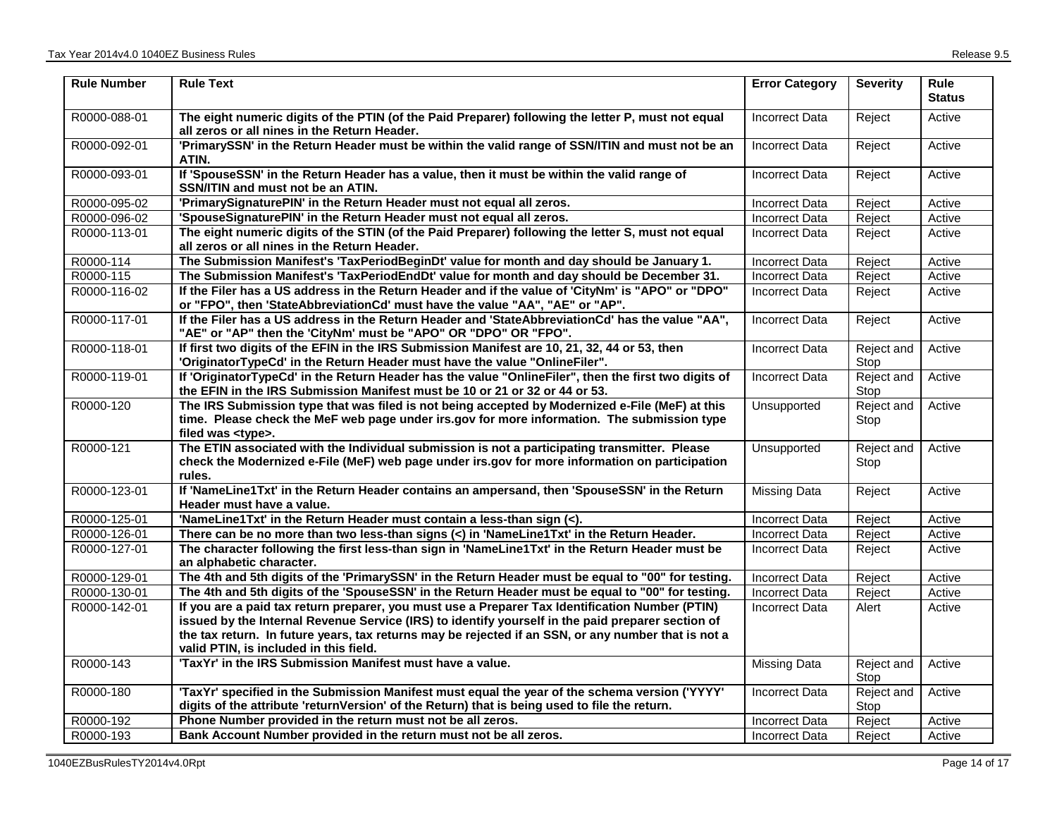| Rule Number | Rule Text | Error Category | Severity | Rule Status |
|---|---|---|---|---|
| R0000-088-01 | **The eight numeric digits of the PTIN (of the Paid Preparer) following the letter P, must not equal all zeros or all nines in the Return Header.** | Incorrect Data | Reject | Active |
| R0000-092-01 | **'PrimarySSN' in the Return Header must be within the valid range of SSN/ITIN and must not be an ATIN.** | Incorrect Data | Reject | Active |
| R0000-093-01 | **If 'SpouseSSN' in the Return Header has a value, then it must be within the valid range of SSN/ITIN and must not be an ATIN.** | Incorrect Data | Reject | Active |
| R0000-095-02 | **'PrimarySignaturePIN' in the Return Header must not equal all zeros.** | Incorrect Data | Reject | Active |
| R0000-096-02 | **'SpouseSignaturePIN' in the Return Header must not equal all zeros.** | Incorrect Data | Reject | Active |
| R0000-113-01 | **The eight numeric digits of the STIN (of the Paid Preparer) following the letter S, must not equal all zeros or all nines in the Return Header.** | Incorrect Data | Reject | Active |
| R0000-114 | **The Submission Manifest's 'TaxPeriodBeginDt' value for month and day should be January 1.** | Incorrect Data | Reject | Active |
| R0000-115 | **The Submission Manifest's 'TaxPeriodEndDt' value for month and day should be December 31.** | Incorrect Data | Reject | Active |
| R0000-116-02 | **If the Filer has a US address in the Return Header and if the value of 'CityNm' is "APO" or "DPO" or "FPO", then 'StateAbbreviationCd' must have the value "AA", "AE" or "AP".** | Incorrect Data | Reject | Active |
| R0000-117-01 | **If the Filer has a US address in the Return Header and 'StateAbbreviationCd' has the value "AA", "AE" or "AP" then the 'CityNm' must be "APO" OR "DPO" OR "FPO".** | Incorrect Data | Reject | Active |
| R0000-118-01 | **If first two digits of the EFIN in the IRS Submission Manifest are 10, 21, 32, 44 or 53, then 'OriginatorTypeCd' in the Return Header must have the value "OnlineFiler".** | Incorrect Data | Reject and Stop | Active |
| R0000-119-01 | **If 'OriginatorTypeCd' in the Return Header has the value "OnlineFiler", then the first two digits of the EFIN in the IRS Submission Manifest must be 10 or 21 or 32 or 44 or 53.** | Incorrect Data | Reject and Stop | Active |
| R0000-120 | **The IRS Submission type that was filed is not being accepted by Modernized e-File (MeF) at this time. Please check the MeF web page under irs.gov for more information. The submission type filed was <type>.** | Unsupported | Reject and Stop | Active |
| R0000-121 | **The ETIN associated with the Individual submission is not a participating transmitter. Please check the Modernized e-File (MeF) web page under irs.gov for more information on participation rules.** | Unsupported | Reject and Stop | Active |
| R0000-123-01 | **If 'NameLine1Txt' in the Return Header contains an ampersand, then 'SpouseSSN' in the Return Header must have a value.** | Missing Data | Reject | Active |
| R0000-125-01 | **'NameLine1Txt' in the Return Header must contain a less-than sign (<).** | Incorrect Data | Reject | Active |
| R0000-126-01 | **There can be no more than two less-than signs (<) in 'NameLine1Txt' in the Return Header.** | Incorrect Data | Reject | Active |
| R0000-127-01 | **The character following the first less-than sign in 'NameLine1Txt' in the Return Header must be an alphabetic character.** | Incorrect Data | Reject | Active |
| R0000-129-01 | **The 4th and 5th digits of the 'PrimarySSN' in the Return Header must be equal to "00" for testing.** | Incorrect Data | Reject | Active |
| R0000-130-01 | **The 4th and 5th digits of the 'SpouseSSN' in the Return Header must be equal to "00" for testing.** | Incorrect Data | Reject | Active |
| R0000-142-01 | **If you are a paid tax return preparer, you must use a Preparer Tax Identification Number (PTIN) issued by the Internal Revenue Service (IRS) to identify yourself in the paid preparer section of the tax return. In future years, tax returns may be rejected if an SSN, or any number that is not a valid PTIN, is included in this field.** | Incorrect Data | Alert | Active |
| R0000-143 | **'TaxYr' in the IRS Submission Manifest must have a value.** | Missing Data | Reject and Stop | Active |
| R0000-180 | **'TaxYr' specified in the Submission Manifest must equal the year of the schema version ('YYYY' digits of the attribute 'returnVersion' of the Return) that is being used to file the return.** | Incorrect Data | Reject and Stop | Active |
| R0000-192 | **Phone Number provided in the return must not be all zeros.** | Incorrect Data | Reject | Active |
| R0000-193 | **Bank Account Number provided in the return must not be all zeros.** | Incorrect Data | Reject | Active |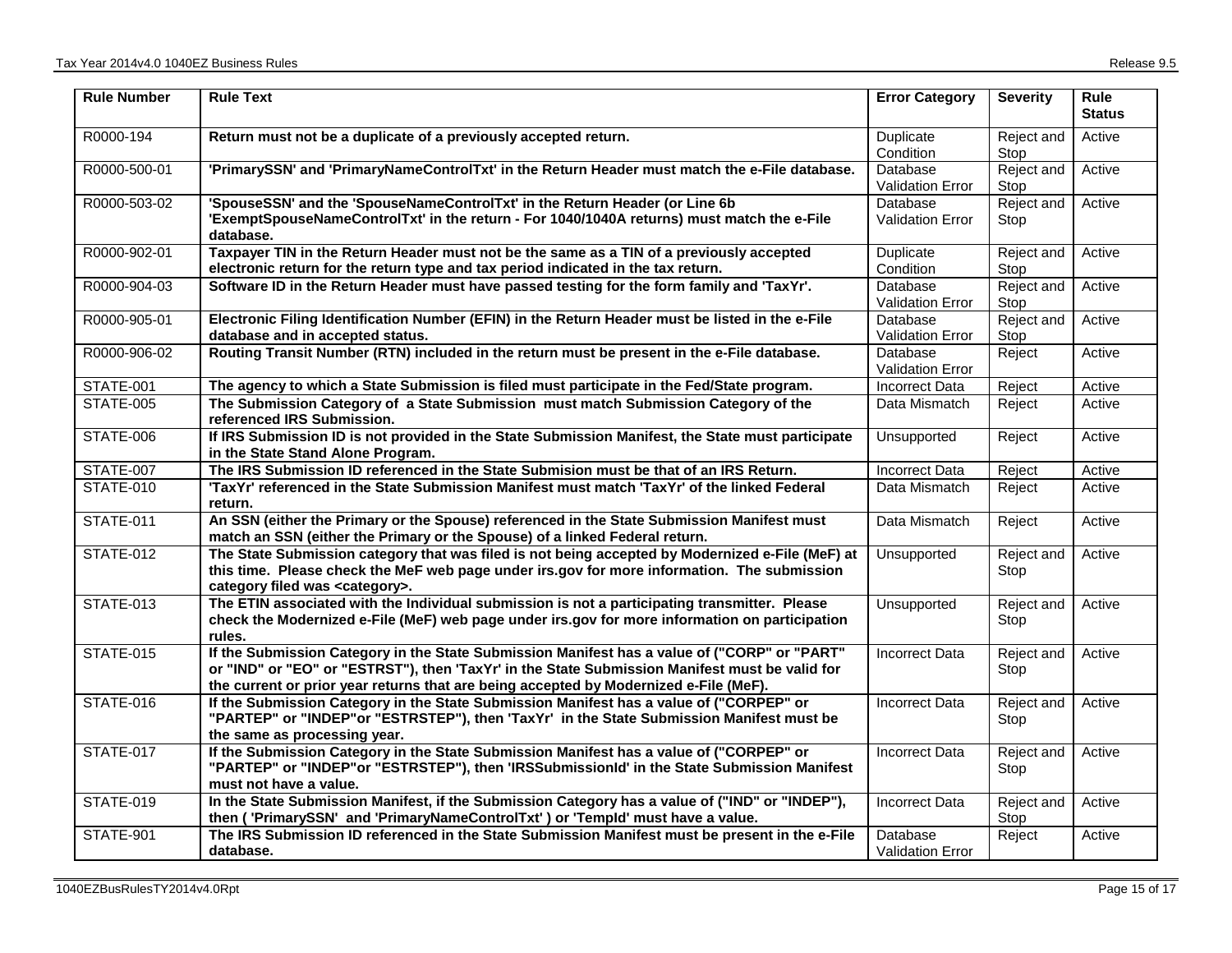| Rule Number | Rule Text | Error Category | Severity | Rule Status |
|---|---|---|---|---|
| R0000-194 | **Return must not be a duplicate of a previously accepted return.** | Duplicate Condition | Reject and Stop | Active |
| R0000-500-01 | **'PrimarySSN' and 'PrimaryNameControlTxt' in the Return Header must match the e-File database.** | Database Validation Error | Reject and Stop | Active |
| R0000-503-02 | **'SpouseSSN' and the 'SpouseNameControlTxt' in the Return Header (or Line 6b 'ExemptSpouseNameControlTxt' in the return - For 1040/1040A returns) must match the e-File database.** | Database Validation Error | Reject and Stop | Active |
| R0000-902-01 | **Taxpayer TIN in the Return Header must not be the same as a TIN of a previously accepted electronic return for the return type and tax period indicated in the tax return.** | Duplicate Condition | Reject and Stop | Active |
| R0000-904-03 | **Software ID in the Return Header must have passed testing for the form family and 'TaxYr'.** | Database Validation Error | Reject and Stop | Active |
| R0000-905-01 | **Electronic Filing Identification Number (EFIN) in the Return Header must be listed in the e-File database and in accepted status.** | Database Validation Error | Reject and Stop | Active |
| R0000-906-02 | **Routing Transit Number (RTN) included in the return must be present in the e-File database.** | Database Validation Error | Reject | Active |
| STATE-001 | **The agency to which a State Submission is filed must participate in the Fed/State program.** | Incorrect Data | Reject | Active |
| STATE-005 | **The Submission Category of a State Submission must match Submission Category of the referenced IRS Submission.** | Data Mismatch | Reject | Active |
| STATE-006 | **If IRS Submission ID is not provided in the State Submission Manifest, the State must participate in the State Stand Alone Program.** | Unsupported | Reject | Active |
| STATE-007 | **The IRS Submission ID referenced in the State Submision must be that of an IRS Return.** | Incorrect Data | Reject | Active |
| STATE-010 | **'TaxYr' referenced in the State Submission Manifest must match 'TaxYr' of the linked Federal return.** | Data Mismatch | Reject | Active |
| STATE-011 | **An SSN (either the Primary or the Spouse) referenced in the State Submission Manifest must match an SSN (either the Primary or the Spouse) of a linked Federal return.** | Data Mismatch | Reject | Active |
| STATE-012 | **The State Submission category that was filed is not being accepted by Modernized e-File (MeF) at this time. Please check the MeF web page under irs.gov for more information. The submission category filed was <category>.** | Unsupported | Reject and Stop | Active |
| STATE-013 | **The ETIN associated with the Individual submission is not a participating transmitter. Please check the Modernized e-File (MeF) web page under irs.gov for more information on participation rules.** | Unsupported | Reject and Stop | Active |
| STATE-015 | **If the Submission Category in the State Submission Manifest has a value of ("CORP" or "PART" or "IND" or "EO" or "ESTRST"), then 'TaxYr' in the State Submission Manifest must be valid for the current or prior year returns that are being accepted by Modernized e-File (MeF).** | Incorrect Data | Reject and Stop | Active |
| STATE-016 | **If the Submission Category in the State Submission Manifest has a value of ("CORPEP" or "PARTEP" or "INDEP"or "ESTRSTEP"), then 'TaxYr' in the State Submission Manifest must be the same as processing year.** | Incorrect Data | Reject and Stop | Active |
| STATE-017 | **If the Submission Category in the State Submission Manifest has a value of ("CORPEP" or "PARTEP" or "INDEP"or "ESTRSTEP"), then 'IRSSubmissionId' in the State Submission Manifest must not have a value.** | Incorrect Data | Reject and Stop | Active |
| STATE-019 | **In the State Submission Manifest, if the Submission Category has a value of ("IND" or "INDEP"), then ( 'PrimarySSN' and 'PrimaryNameControlTxt' ) or 'TempId' must have a value.** | Incorrect Data | Reject and Stop | Active |
| STATE-901 | **The IRS Submission ID referenced in the State Submission Manifest must be present in the e-File database.** | Database Validation Error | Reject | Active |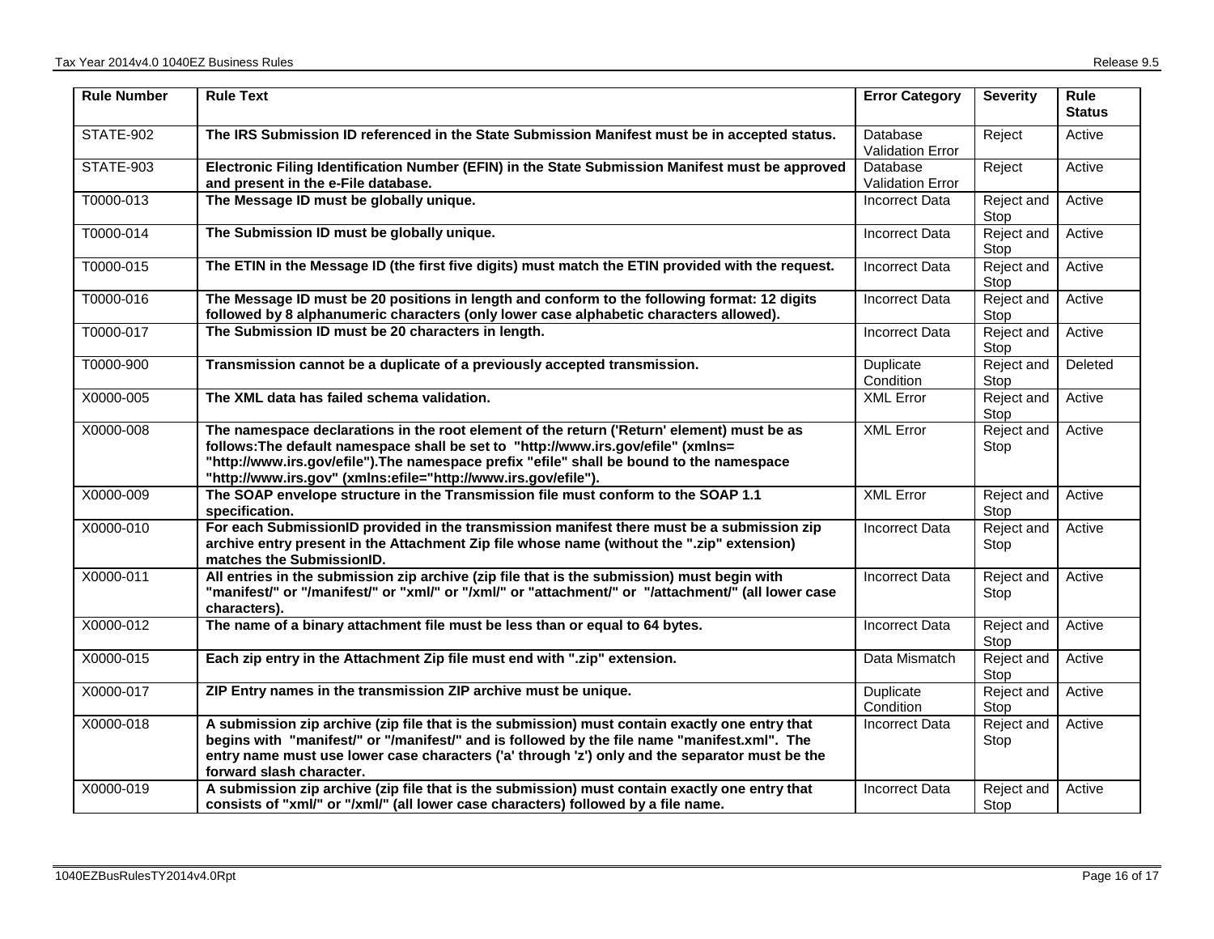| Rule Number | Rule Text | Error Category | Severity | Rule Status |
|---|---|---|---|---|
| STATE-902 | **The IRS Submission ID referenced in the State Submission Manifest must be in accepted status.** | Database Validation Error | Reject | Active |
| STATE-903 | **Electronic Filing Identification Number (EFIN) in the State Submission Manifest must be approved and present in the e-File database.** | Database Validation Error | Reject | Active |
| T0000-013 | **The Message ID must be globally unique.** | Incorrect Data | Reject and Stop | Active |
| T0000-014 | **The Submission ID must be globally unique.** | Incorrect Data | Reject and Stop | Active |
| T0000-015 | **The ETIN in the Message ID (the first five digits) must match the ETIN provided with the request.** | Incorrect Data | Reject and Stop | Active |
| T0000-016 | **The Message ID must be 20 positions in length and conform to the following format: 12 digits followed by 8 alphanumeric characters (only lower case alphabetic characters allowed).** | Incorrect Data | Reject and Stop | Active |
| T0000-017 | **The Submission ID must be 20 characters in length.** | Incorrect Data | Reject and Stop | Active |
| T0000-900 | **Transmission cannot be a duplicate of a previously accepted transmission.** | Duplicate Condition | Reject and Stop | Deleted |
| X0000-005 | **The XML data has failed schema validation.** | XML Error | Reject and Stop | Active |
| X0000-008 | **The namespace declarations in the root element of the return ('Return' element) must be as follows:The default namespace shall be set to "http://www.irs.gov/efile" (xmlns= "http://www.irs.gov/efile").The namespace prefix "efile" shall be bound to the namespace "http://www.irs.gov" (xmlns:efile="http://www.irs.gov/efile").** | XML Error | Reject and Stop | Active |
| X0000-009 | **The SOAP envelope structure in the Transmission file must conform to the SOAP 1.1 specification.** | XML Error | Reject and Stop | Active |
| X0000-010 | **For each SubmissionID provided in the transmission manifest there must be a submission zip archive entry present in the Attachment Zip file whose name (without the ".zip" extension) matches the SubmissionID.** | Incorrect Data | Reject and Stop | Active |
| X0000-011 | **All entries in the submission zip archive (zip file that is the submission) must begin with "manifest/" or "/manifest/" or "xml/" or "/xml/" or "attachment/" or "/attachment/" (all lower case characters).** | Incorrect Data | Reject and Stop | Active |
| X0000-012 | **The name of a binary attachment file must be less than or equal to 64 bytes.** | Incorrect Data | Reject and Stop | Active |
| X0000-015 | **Each zip entry in the Attachment Zip file must end with ".zip" extension.** | Data Mismatch | Reject and Stop | Active |
| X0000-017 | **ZIP Entry names in the transmission ZIP archive must be unique.** | Duplicate Condition | Reject and Stop | Active |
| X0000-018 | **A submission zip archive (zip file that is the submission) must contain exactly one entry that begins with "manifest/" or "/manifest/" and is followed by the file name "manifest.xml". The entry name must use lower case characters ('a' through 'z') only and the separator must be the forward slash character.** | Incorrect Data | Reject and Stop | Active |
| X0000-019 | **A submission zip archive (zip file that is the submission) must contain exactly one entry that consists of "xml/" or "/xml/" (all lower case characters) followed by a file name.** | Incorrect Data | Reject and Stop | Active |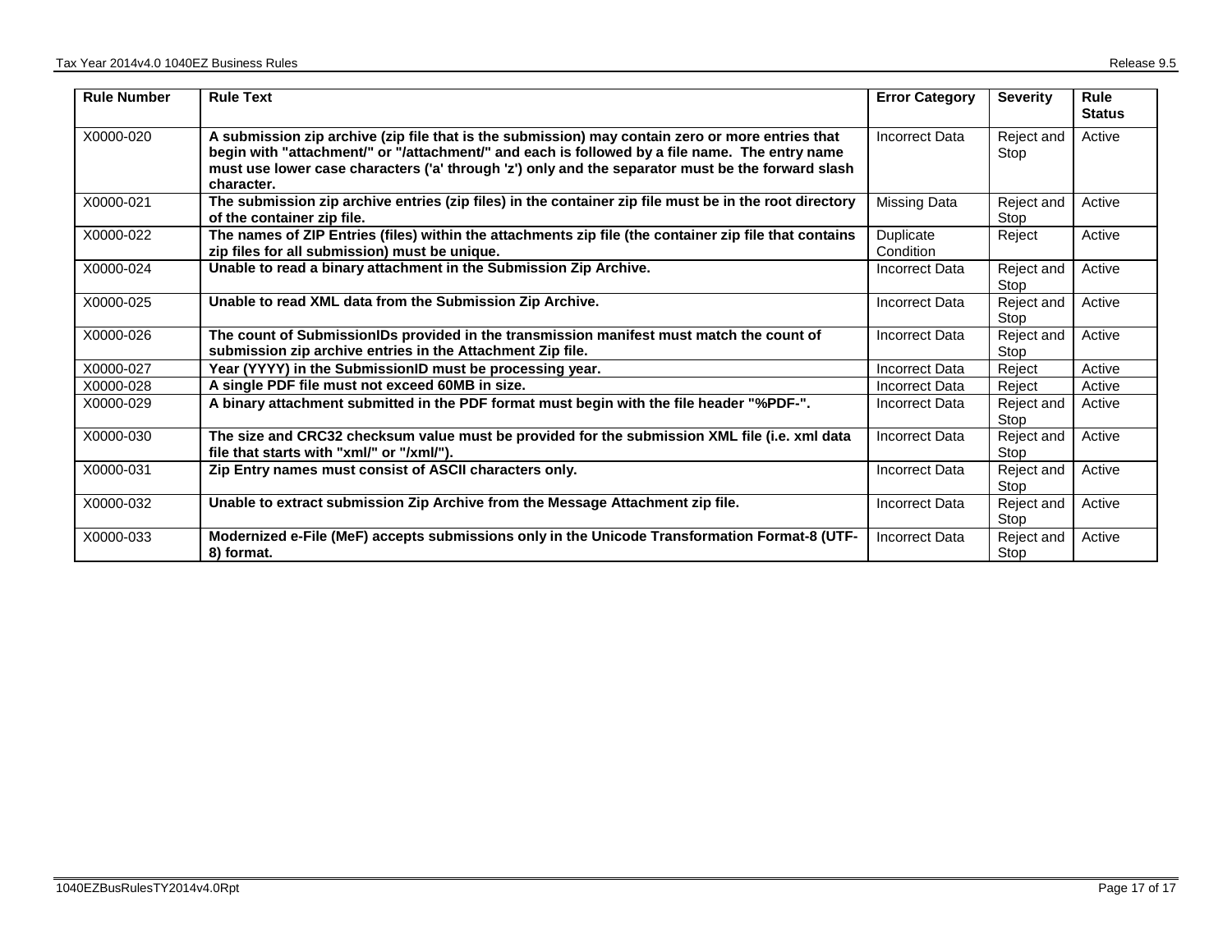| Rule Number | Rule Text | Error Category | Severity | Rule Status |
| --- | --- | --- | --- | --- |
| X0000-020 | **A submission zip archive (zip file that is the submission) may contain zero or more entries that begin with "attachment/" or "/attachment/" and each is followed by a file name. The entry name must use lower case characters ('a' through 'z') only and the separator must be the forward slash character.** | Incorrect Data | Reject and Stop | Active |
| X0000-021 | **The submission zip archive entries (zip files) in the container zip file must be in the root directory of the container zip file.** | Missing Data | Reject and Stop | Active |
| X0000-022 | **The names of ZIP Entries (files) within the attachments zip file (the container zip file that contains zip files for all submission) must be unique.** | Duplicate Condition | Reject | Active |
| X0000-024 | **Unable to read a binary attachment in the Submission Zip Archive.** | Incorrect Data | Reject and Stop | Active |
| X0000-025 | **Unable to read XML data from the Submission Zip Archive.** | Incorrect Data | Reject and Stop | Active |
| X0000-026 | **The count of SubmissionIDs provided in the transmission manifest must match the count of submission zip archive entries in the Attachment Zip file.** | Incorrect Data | Reject and Stop | Active |
| X0000-027 | **Year (YYYY) in the SubmissionID must be processing year.** | Incorrect Data | Reject | Active |
| X0000-028 | **A single PDF file must not exceed 60MB in size.** | Incorrect Data | Reject | Active |
| X0000-029 | **A binary attachment submitted in the PDF format must begin with the file header "%PDF-".** | Incorrect Data | Reject and Stop | Active |
| X0000-030 | **The size and CRC32 checksum value must be provided for the submission XML file (i.e. xml data file that starts with "xml/" or "/xml/").** | Incorrect Data | Reject and Stop | Active |
| X0000-031 | **Zip Entry names must consist of ASCII characters only.** | Incorrect Data | Reject and Stop | Active |
| X0000-032 | **Unable to extract submission Zip Archive from the Message Attachment zip file.** | Incorrect Data | Reject and Stop | Active |
| X0000-033 | **Modernized e-File (MeF) accepts submissions only in the Unicode Transformation Format-8 (UTF-8) format.** | Incorrect Data | Reject and Stop | Active |